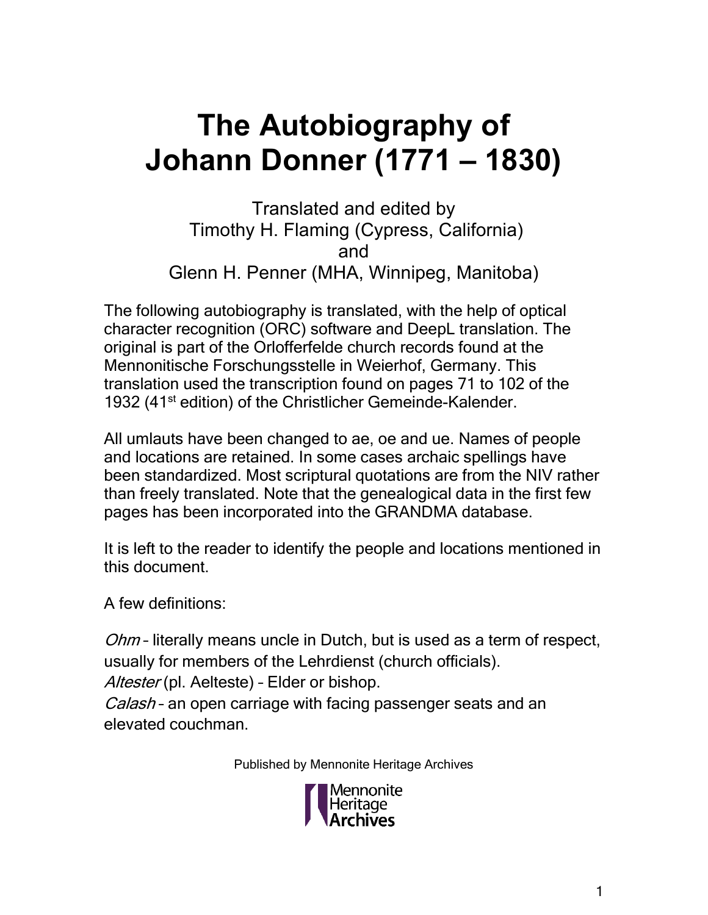# The Autobiography of Johann Donner (1771 – 1830)

Translated and edited by
Timothy H. Flaming (Cypress, California)
and
Glenn H. Penner (MHA, Winnipeg, Manitoba)

The following autobiography is translated, with the help of optical character recognition (ORC) software and DeepL translation. The original is part of the Orlofferfelde church records found at the Mennonitische Forschungsstelle in Weierhof, Germany. This translation used the transcription found on pages 71 to 102 of the 1932 (41st edition) of the Christlicher Gemeinde-Kalender.

All umlauts have been changed to ae, oe and ue. Names of people and locations are retained. In some cases archaic spellings have been standardized. Most scriptural quotations are from the NIV rather than freely translated. Note that the genealogical data in the first few pages has been incorporated into the GRANDMA database.

It is left to the reader to identify the people and locations mentioned in this document.

A few definitions:

*Ohm* – literally means uncle in Dutch, but is used as a term of respect, usually for members of the Lehrdienst (church officials).
*Altester* (pl. Aelteste) – Elder or bishop.
*Calash* – an open carriage with facing passenger seats and an elevated couchman.

Published by Mennonite Heritage Archives

Mennonite Heritage Archives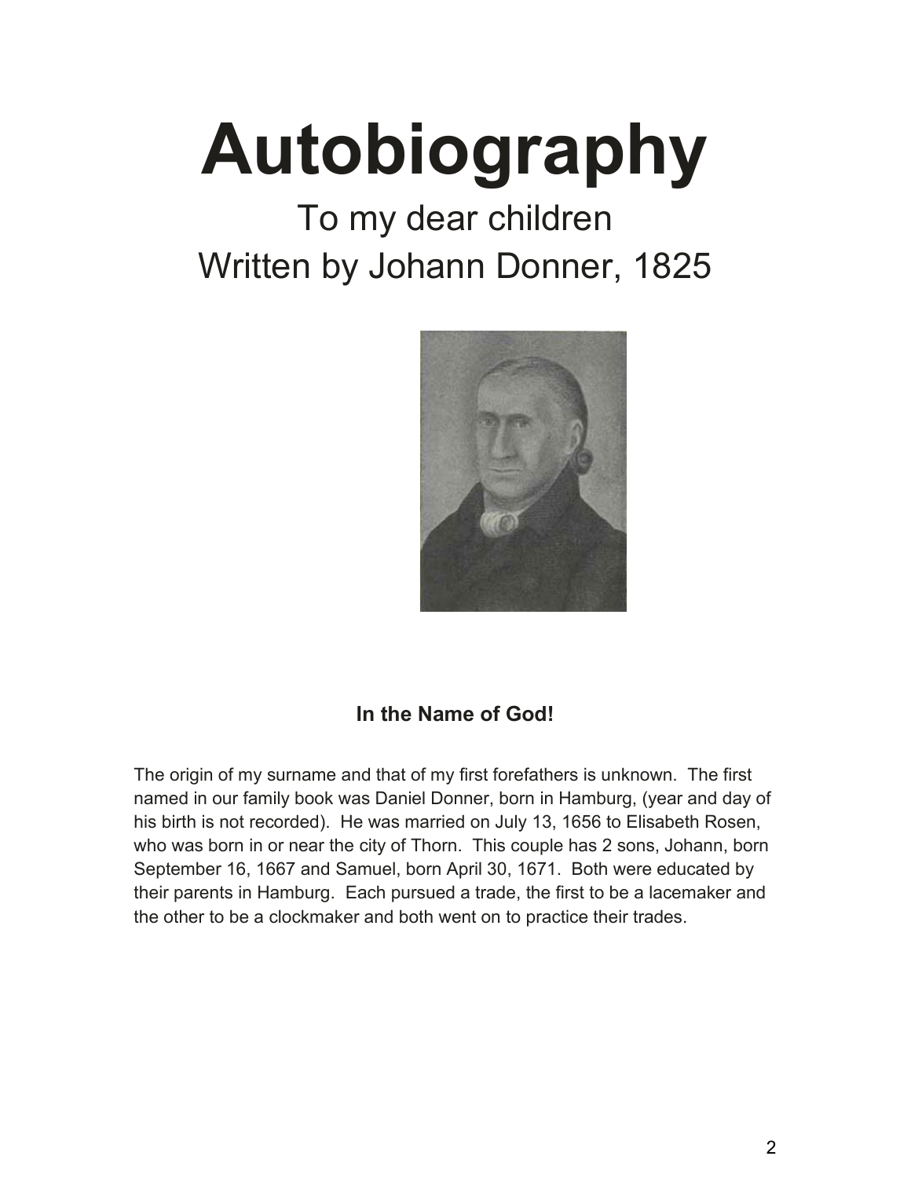# Autobiography

## To my dear children
## Written by Johann Donner, 1825

**In the Name of God!**

The origin of my surname and that of my first forefathers is unknown. The first named in our family book was Daniel Donner, born in Hamburg, (year and day of his birth is not recorded). He was married on July 13, 1656 to Elisabeth Rosen, who was born in or near the city of Thorn. This couple has 2 sons, Johann, born September 16, 1667 and Samuel, born April 30, 1671. Both were educated by their parents in Hamburg. Each pursued a trade, the first to be a lacemaker and the other to be a clockmaker and both went on to practice their trades.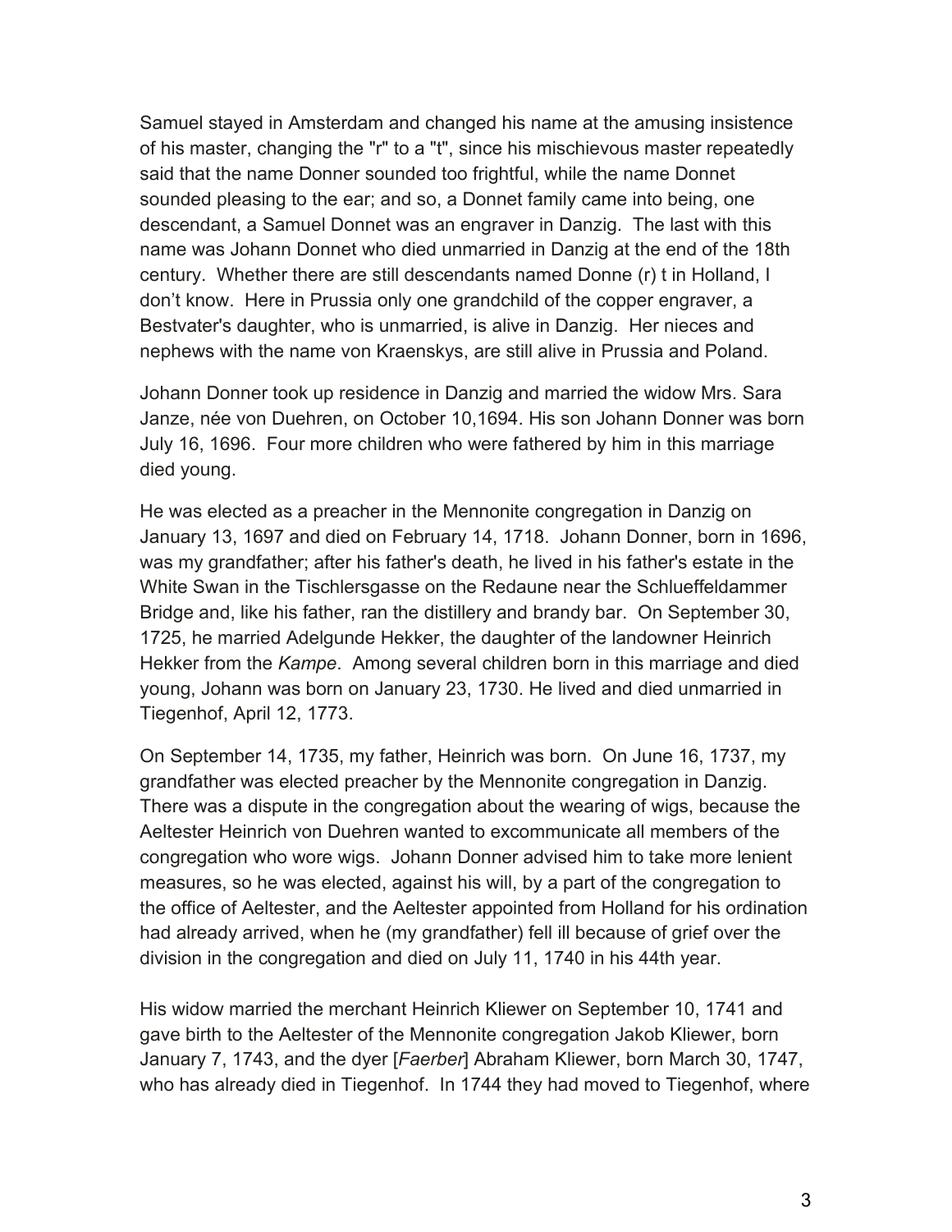Samuel stayed in Amsterdam and changed his name at the amusing insistence of his master, changing the "r" to a "t", since his mischievous master repeatedly said that the name Donner sounded too frightful, while the name Donnet sounded pleasing to the ear; and so, a Donnet family came into being, one descendant, a Samuel Donnet was an engraver in Danzig. The last with this name was Johann Donnet who died unmarried in Danzig at the end of the 18th century. Whether there are still descendants named Donne (r) t in Holland, I don't know. Here in Prussia only one grandchild of the copper engraver, a Bestvater's daughter, who is unmarried, is alive in Danzig. Her nieces and nephews with the name von Kraenskys, are still alive in Prussia and Poland.

Johann Donner took up residence in Danzig and married the widow Mrs. Sara Janze, née von Duehren, on October 10,1694. His son Johann Donner was born July 16, 1696. Four more children who were fathered by him in this marriage died young.

He was elected as a preacher in the Mennonite congregation in Danzig on January 13, 1697 and died on February 14, 1718. Johann Donner, born in 1696, was my grandfather; after his father's death, he lived in his father's estate in the White Swan in the Tischlersgasse on the Redaune near the Schlueffeldammer Bridge and, like his father, ran the distillery and brandy bar. On September 30, 1725, he married Adelgunde Hekker, the daughter of the landowner Heinrich Hekker from the *Kampe*. Among several children born in this marriage and died young, Johann was born on January 23, 1730. He lived and died unmarried in Tiegenhof, April 12, 1773.

On September 14, 1735, my father, Heinrich was born. On June 16, 1737, my grandfather was elected preacher by the Mennonite congregation in Danzig. There was a dispute in the congregation about the wearing of wigs, because the Aeltester Heinrich von Duehren wanted to excommunicate all members of the congregation who wore wigs. Johann Donner advised him to take more lenient measures, so he was elected, against his will, by a part of the congregation to the office of Aeltester, and the Aeltester appointed from Holland for his ordination had already arrived, when he (my grandfather) fell ill because of grief over the division in the congregation and died on July 11, 1740 in his 44th year.

His widow married the merchant Heinrich Kliewer on September 10, 1741 and gave birth to the Aeltester of the Mennonite congregation Jakob Kliewer, born January 7, 1743, and the dyer [*Faerber*] Abraham Kliewer, born March 30, 1747, who has already died in Tiegenhof. In 1744 they had moved to Tiegenhof, where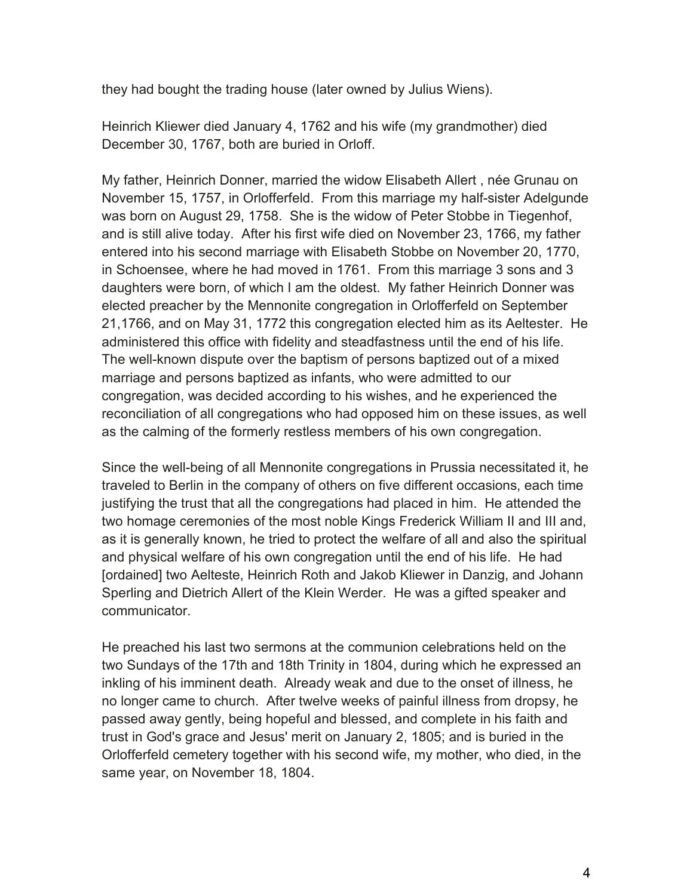they had bought the trading house (later owned by Julius Wiens).

Heinrich Kliewer died January 4, 1762 and his wife (my grandmother) died December 30, 1767, both are buried in Orloff.

My father, Heinrich Donner, married the widow Elisabeth Allert , née Grunau on November 15, 1757, in Orlofferfeld. From this marriage my half-sister Adelgunde was born on August 29, 1758. She is the widow of Peter Stobbe in Tiegenhof, and is still alive today. After his first wife died on November 23, 1766, my father entered into his second marriage with Elisabeth Stobbe on November 20, 1770, in Schoensee, where he had moved in 1761. From this marriage 3 sons and 3 daughters were born, of which I am the oldest. My father Heinrich Donner was elected preacher by the Mennonite congregation in Orlofferfeld on September 21,1766, and on May 31, 1772 this congregation elected him as its Aeltester. He administered this office with fidelity and steadfastness until the end of his life. The well-known dispute over the baptism of persons baptized out of a mixed marriage and persons baptized as infants, who were admitted to our congregation, was decided according to his wishes, and he experienced the reconciliation of all congregations who had opposed him on these issues, as well as the calming of the formerly restless members of his own congregation.

Since the well-being of all Mennonite congregations in Prussia necessitated it, he traveled to Berlin in the company of others on five different occasions, each time justifying the trust that all the congregations had placed in him. He attended the two homage ceremonies of the most noble Kings Frederick William II and III and, as it is generally known, he tried to protect the welfare of all and also the spiritual and physical welfare of his own congregation until the end of his life. He had [ordained] two Aelteste, Heinrich Roth and Jakob Kliewer in Danzig, and Johann Sperling and Dietrich Allert of the Klein Werder. He was a gifted speaker and communicator.

He preached his last two sermons at the communion celebrations held on the two Sundays of the 17th and 18th Trinity in 1804, during which he expressed an inkling of his imminent death. Already weak and due to the onset of illness, he no longer came to church. After twelve weeks of painful illness from dropsy, he passed away gently, being hopeful and blessed, and complete in his faith and trust in God's grace and Jesus' merit on January 2, 1805; and is buried in the Orlofferfeld cemetery together with his second wife, my mother, who died, in the same year, on November 18, 1804.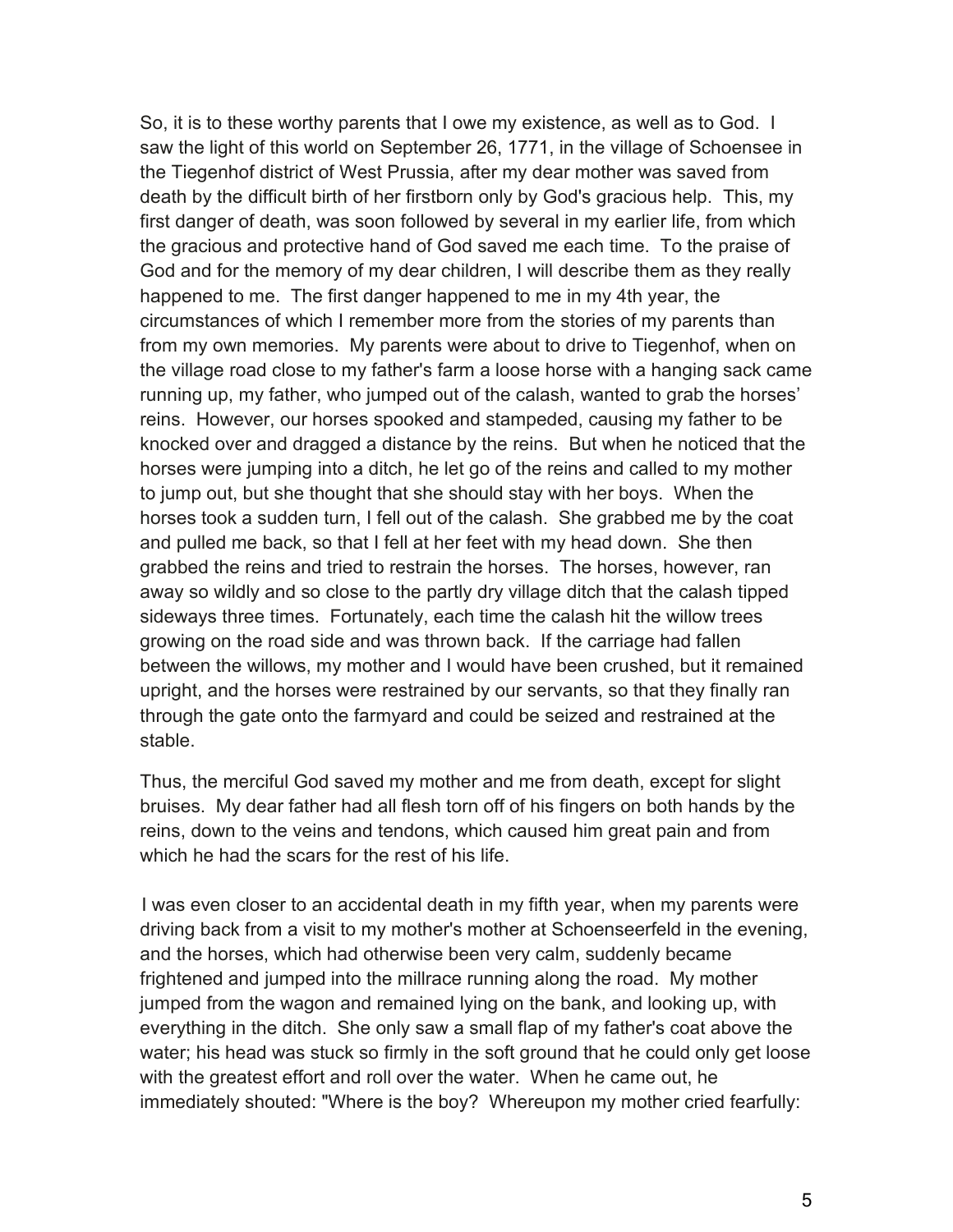So, it is to these worthy parents that I owe my existence, as well as to God. I saw the light of this world on September 26, 1771, in the village of Schoensee in the Tiegenhof district of West Prussia, after my dear mother was saved from death by the difficult birth of her firstborn only by God's gracious help. This, my first danger of death, was soon followed by several in my earlier life, from which the gracious and protective hand of God saved me each time. To the praise of God and for the memory of my dear children, I will describe them as they really happened to me. The first danger happened to me in my 4th year, the circumstances of which I remember more from the stories of my parents than from my own memories. My parents were about to drive to Tiegenhof, when on the village road close to my father's farm a loose horse with a hanging sack came running up, my father, who jumped out of the calash, wanted to grab the horses' reins. However, our horses spooked and stampeded, causing my father to be knocked over and dragged a distance by the reins. But when he noticed that the horses were jumping into a ditch, he let go of the reins and called to my mother to jump out, but she thought that she should stay with her boys. When the horses took a sudden turn, I fell out of the calash. She grabbed me by the coat and pulled me back, so that I fell at her feet with my head down. She then grabbed the reins and tried to restrain the horses. The horses, however, ran away so wildly and so close to the partly dry village ditch that the calash tipped sideways three times. Fortunately, each time the calash hit the willow trees growing on the road side and was thrown back. If the carriage had fallen between the willows, my mother and I would have been crushed, but it remained upright, and the horses were restrained by our servants, so that they finally ran through the gate onto the farmyard and could be seized and restrained at the stable.

Thus, the merciful God saved my mother and me from death, except for slight bruises. My dear father had all flesh torn off of his fingers on both hands by the reins, down to the veins and tendons, which caused him great pain and from which he had the scars for the rest of his life.

I was even closer to an accidental death in my fifth year, when my parents were driving back from a visit to my mother's mother at Schoenseerfeld in the evening, and the horses, which had otherwise been very calm, suddenly became frightened and jumped into the millrace running along the road. My mother jumped from the wagon and remained lying on the bank, and looking up, with everything in the ditch. She only saw a small flap of my father's coat above the water; his head was stuck so firmly in the soft ground that he could only get loose with the greatest effort and roll over the water. When he came out, he immediately shouted: "Where is the boy? Whereupon my mother cried fearfully: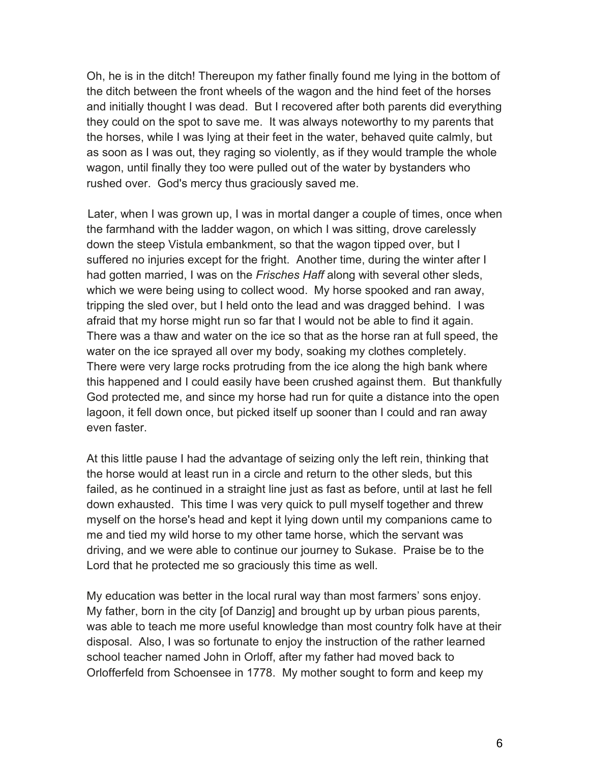Oh, he is in the ditch! Thereupon my father finally found me lying in the bottom of the ditch between the front wheels of the wagon and the hind feet of the horses and initially thought I was dead. But I recovered after both parents did everything they could on the spot to save me. It was always noteworthy to my parents that the horses, while I was lying at their feet in the water, behaved quite calmly, but as soon as I was out, they raging so violently, as if they would trample the whole wagon, until finally they too were pulled out of the water by bystanders who rushed over. God's mercy thus graciously saved me.

Later, when I was grown up, I was in mortal danger a couple of times, once when the farmhand with the ladder wagon, on which I was sitting, drove carelessly down the steep Vistula embankment, so that the wagon tipped over, but I suffered no injuries except for the fright. Another time, during the winter after I had gotten married, I was on the *Frisches Haff* along with several other sleds, which we were being using to collect wood. My horse spooked and ran away, tripping the sled over, but I held onto the lead and was dragged behind. I was afraid that my horse might run so far that I would not be able to find it again. There was a thaw and water on the ice so that as the horse ran at full speed, the water on the ice sprayed all over my body, soaking my clothes completely. There were very large rocks protruding from the ice along the high bank where this happened and I could easily have been crushed against them. But thankfully God protected me, and since my horse had run for quite a distance into the open lagoon, it fell down once, but picked itself up sooner than I could and ran away even faster.

At this little pause I had the advantage of seizing only the left rein, thinking that the horse would at least run in a circle and return to the other sleds, but this failed, as he continued in a straight line just as fast as before, until at last he fell down exhausted. This time I was very quick to pull myself together and threw myself on the horse's head and kept it lying down until my companions came to me and tied my wild horse to my other tame horse, which the servant was driving, and we were able to continue our journey to Sukase. Praise be to the Lord that he protected me so graciously this time as well.

My education was better in the local rural way than most farmers' sons enjoy. My father, born in the city [of Danzig] and brought up by urban pious parents, was able to teach me more useful knowledge than most country folk have at their disposal. Also, I was so fortunate to enjoy the instruction of the rather learned school teacher named John in Orloff, after my father had moved back to Orlofferfeld from Schoensee in 1778. My mother sought to form and keep my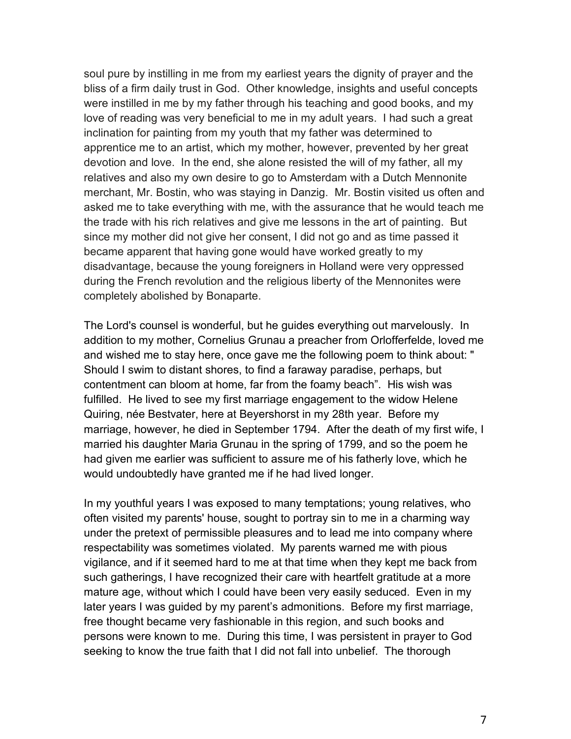soul pure by instilling in me from my earliest years the dignity of prayer and the bliss of a firm daily trust in God. Other knowledge, insights and useful concepts were instilled in me by my father through his teaching and good books, and my love of reading was very beneficial to me in my adult years. I had such a great inclination for painting from my youth that my father was determined to apprentice me to an artist, which my mother, however, prevented by her great devotion and love. In the end, she alone resisted the will of my father, all my relatives and also my own desire to go to Amsterdam with a Dutch Mennonite merchant, Mr. Bostin, who was staying in Danzig. Mr. Bostin visited us often and asked me to take everything with me, with the assurance that he would teach me the trade with his rich relatives and give me lessons in the art of painting. But since my mother did not give her consent, I did not go and as time passed it became apparent that having gone would have worked greatly to my disadvantage, because the young foreigners in Holland were very oppressed during the French revolution and the religious liberty of the Mennonites were completely abolished by Bonaparte.

The Lord's counsel is wonderful, but he guides everything out marvelously. In addition to my mother, Cornelius Grunau a preacher from Orlofferfelde, loved me and wished me to stay here, once gave me the following poem to think about: " Should I swim to distant shores, to find a faraway paradise, perhaps, but contentment can bloom at home, far from the foamy beach". His wish was fulfilled. He lived to see my first marriage engagement to the widow Helene Quiring, née Bestvater, here at Beyershorst in my 28th year. Before my marriage, however, he died in September 1794. After the death of my first wife, I married his daughter Maria Grunau in the spring of 1799, and so the poem he had given me earlier was sufficient to assure me of his fatherly love, which he would undoubtedly have granted me if he had lived longer.

In my youthful years I was exposed to many temptations; young relatives, who often visited my parents' house, sought to portray sin to me in a charming way under the pretext of permissible pleasures and to lead me into company where respectability was sometimes violated. My parents warned me with pious vigilance, and if it seemed hard to me at that time when they kept me back from such gatherings, I have recognized their care with heartfelt gratitude at a more mature age, without which I could have been very easily seduced. Even in my later years I was guided by my parent's admonitions. Before my first marriage, free thought became very fashionable in this region, and such books and persons were known to me. During this time, I was persistent in prayer to God seeking to know the true faith that I did not fall into unbelief. The thorough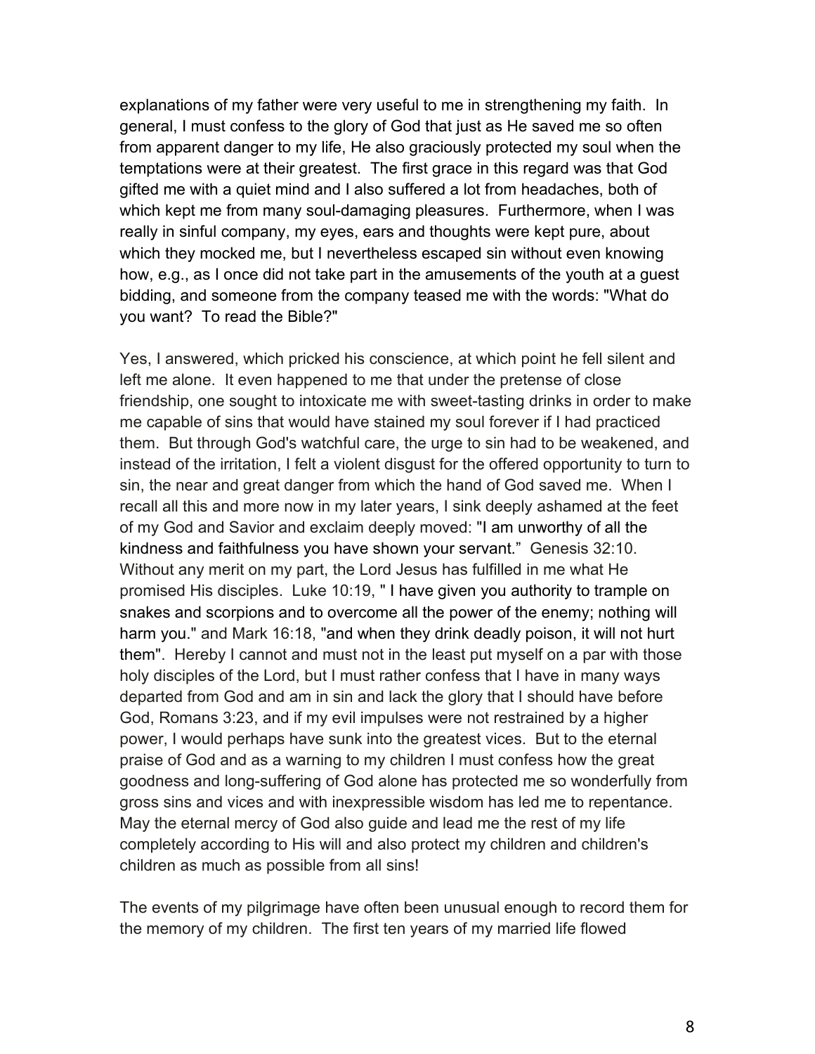explanations of my father were very useful to me in strengthening my faith. In general, I must confess to the glory of God that just as He saved me so often from apparent danger to my life, He also graciously protected my soul when the temptations were at their greatest. The first grace in this regard was that God gifted me with a quiet mind and I also suffered a lot from headaches, both of which kept me from many soul-damaging pleasures. Furthermore, when I was really in sinful company, my eyes, ears and thoughts were kept pure, about which they mocked me, but I nevertheless escaped sin without even knowing how, e.g., as I once did not take part in the amusements of the youth at a guest bidding, and someone from the company teased me with the words: "What do you want? To read the Bible?"

Yes, I answered, which pricked his conscience, at which point he fell silent and left me alone. It even happened to me that under the pretense of close friendship, one sought to intoxicate me with sweet-tasting drinks in order to make me capable of sins that would have stained my soul forever if I had practiced them. But through God's watchful care, the urge to sin had to be weakened, and instead of the irritation, I felt a violent disgust for the offered opportunity to turn to sin, the near and great danger from which the hand of God saved me. When I recall all this and more now in my later years, I sink deeply ashamed at the feet of my God and Savior and exclaim deeply moved: "I am unworthy of all the kindness and faithfulness you have shown your servant." Genesis 32:10. Without any merit on my part, the Lord Jesus has fulfilled in me what He promised His disciples. Luke 10:19, " I have given you authority to trample on snakes and scorpions and to overcome all the power of the enemy; nothing will harm you." and Mark 16:18, "and when they drink deadly poison, it will not hurt them". Hereby I cannot and must not in the least put myself on a par with those holy disciples of the Lord, but I must rather confess that I have in many ways departed from God and am in sin and lack the glory that I should have before God, Romans 3:23, and if my evil impulses were not restrained by a higher power, I would perhaps have sunk into the greatest vices. But to the eternal praise of God and as a warning to my children I must confess how the great goodness and long-suffering of God alone has protected me so wonderfully from gross sins and vices and with inexpressible wisdom has led me to repentance. May the eternal mercy of God also guide and lead me the rest of my life completely according to His will and also protect my children and children's children as much as possible from all sins!

The events of my pilgrimage have often been unusual enough to record them for the memory of my children. The first ten years of my married life flowed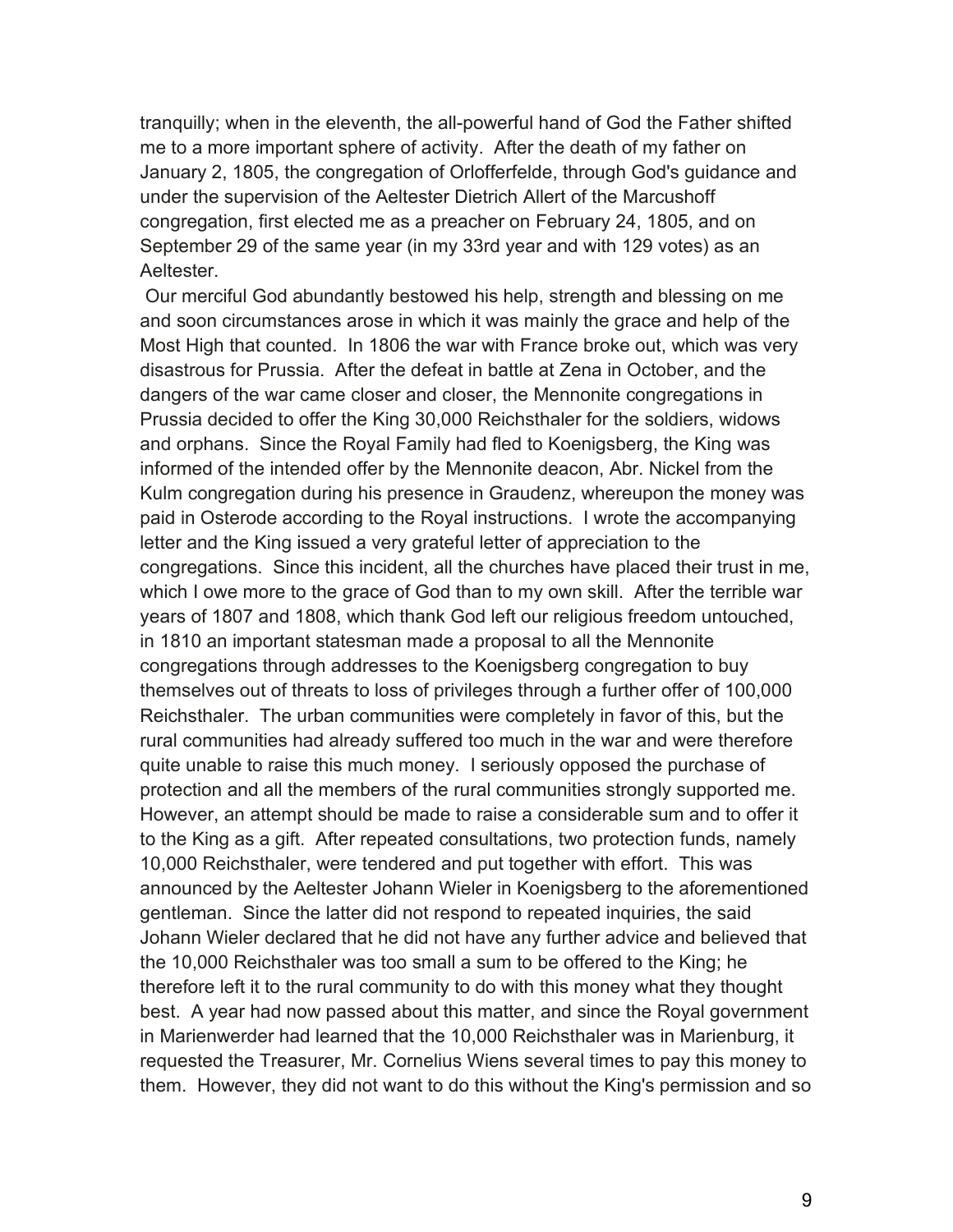tranquilly; when in the eleventh, the all-powerful hand of God the Father shifted me to a more important sphere of activity. After the death of my father on January 2, 1805, the congregation of Orlofferfelde, through God's guidance and under the supervision of the Aeltester Dietrich Allert of the Marcushoff congregation, first elected me as a preacher on February 24, 1805, and on September 29 of the same year (in my 33rd year and with 129 votes) as an Aeltester.

Our merciful God abundantly bestowed his help, strength and blessing on me and soon circumstances arose in which it was mainly the grace and help of the Most High that counted. In 1806 the war with France broke out, which was very disastrous for Prussia. After the defeat in battle at Zena in October, and the dangers of the war came closer and closer, the Mennonite congregations in Prussia decided to offer the King 30,000 Reichsthaler for the soldiers, widows and orphans. Since the Royal Family had fled to Koenigsberg, the King was informed of the intended offer by the Mennonite deacon, Abr. Nickel from the Kulm congregation during his presence in Graudenz, whereupon the money was paid in Osterode according to the Royal instructions. I wrote the accompanying letter and the King issued a very grateful letter of appreciation to the congregations. Since this incident, all the churches have placed their trust in me, which I owe more to the grace of God than to my own skill. After the terrible war years of 1807 and 1808, which thank God left our religious freedom untouched, in 1810 an important statesman made a proposal to all the Mennonite congregations through addresses to the Koenigsberg congregation to buy themselves out of threats to loss of privileges through a further offer of 100,000 Reichsthaler. The urban communities were completely in favor of this, but the rural communities had already suffered too much in the war and were therefore quite unable to raise this much money. I seriously opposed the purchase of protection and all the members of the rural communities strongly supported me. However, an attempt should be made to raise a considerable sum and to offer it to the King as a gift. After repeated consultations, two protection funds, namely 10,000 Reichsthaler, were tendered and put together with effort. This was announced by the Aeltester Johann Wieler in Koenigsberg to the aforementioned gentleman. Since the latter did not respond to repeated inquiries, the said Johann Wieler declared that he did not have any further advice and believed that the 10,000 Reichsthaler was too small a sum to be offered to the King; he therefore left it to the rural community to do with this money what they thought best. A year had now passed about this matter, and since the Royal government in Marienwerder had learned that the 10,000 Reichsthaler was in Marienburg, it requested the Treasurer, Mr. Cornelius Wiens several times to pay this money to them. However, they did not want to do this without the King's permission and so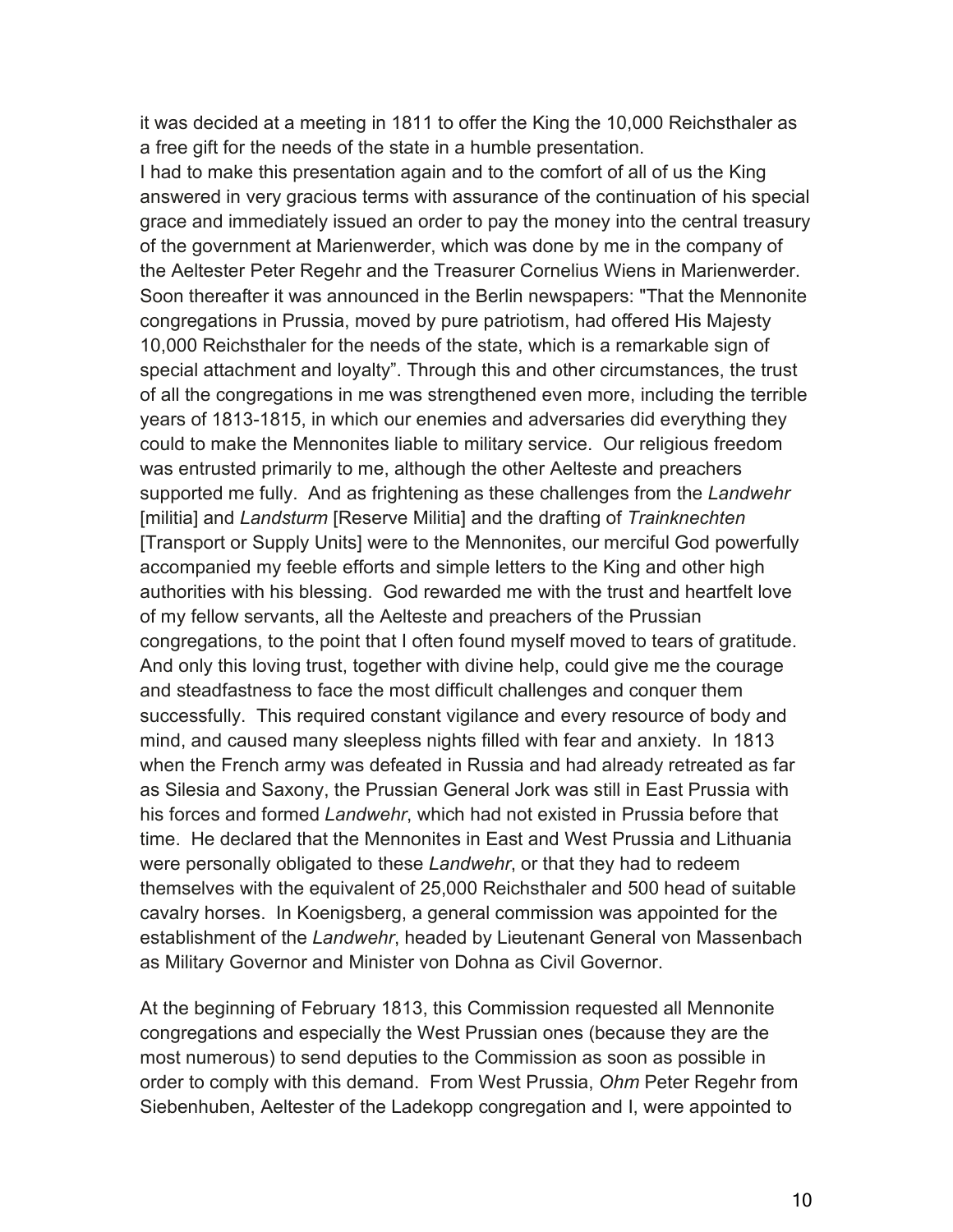it was decided at a meeting in 1811 to offer the King the 10,000 Reichsthaler as a free gift for the needs of the state in a humble presentation.
I had to make this presentation again and to the comfort of all of us the King answered in very gracious terms with assurance of the continuation of his special grace and immediately issued an order to pay the money into the central treasury of the government at Marienwerder, which was done by me in the company of the Aeltester Peter Regehr and the Treasurer Cornelius Wiens in Marienwerder. Soon thereafter it was announced in the Berlin newspapers: "That the Mennonite congregations in Prussia, moved by pure patriotism, had offered His Majesty 10,000 Reichsthaler for the needs of the state, which is a remarkable sign of special attachment and loyalty". Through this and other circumstances, the trust of all the congregations in me was strengthened even more, including the terrible years of 1813-1815, in which our enemies and adversaries did everything they could to make the Mennonites liable to military service. Our religious freedom was entrusted primarily to me, although the other Aelteste and preachers supported me fully. And as frightening as these challenges from the *Landwehr* [militia] and *Landsturm* [Reserve Militia] and the drafting of *Trainknechten* [Transport or Supply Units] were to the Mennonites, our merciful God powerfully accompanied my feeble efforts and simple letters to the King and other high authorities with his blessing. God rewarded me with the trust and heartfelt love of my fellow servants, all the Aelteste and preachers of the Prussian congregations, to the point that I often found myself moved to tears of gratitude. And only this loving trust, together with divine help, could give me the courage and steadfastness to face the most difficult challenges and conquer them successfully. This required constant vigilance and every resource of body and mind, and caused many sleepless nights filled with fear and anxiety. In 1813 when the French army was defeated in Russia and had already retreated as far as Silesia and Saxony, the Prussian General Jork was still in East Prussia with his forces and formed *Landwehr*, which had not existed in Prussia before that time. He declared that the Mennonites in East and West Prussia and Lithuania were personally obligated to these *Landwehr*, or that they had to redeem themselves with the equivalent of 25,000 Reichsthaler and 500 head of suitable cavalry horses. In Koenigsberg, a general commission was appointed for the establishment of the *Landwehr*, headed by Lieutenant General von Massenbach as Military Governor and Minister von Dohna as Civil Governor.

At the beginning of February 1813, this Commission requested all Mennonite congregations and especially the West Prussian ones (because they are the most numerous) to send deputies to the Commission as soon as possible in order to comply with this demand. From West Prussia, *Ohm* Peter Regehr from Siebenhuben, Aeltester of the Ladekopp congregation and I, were appointed to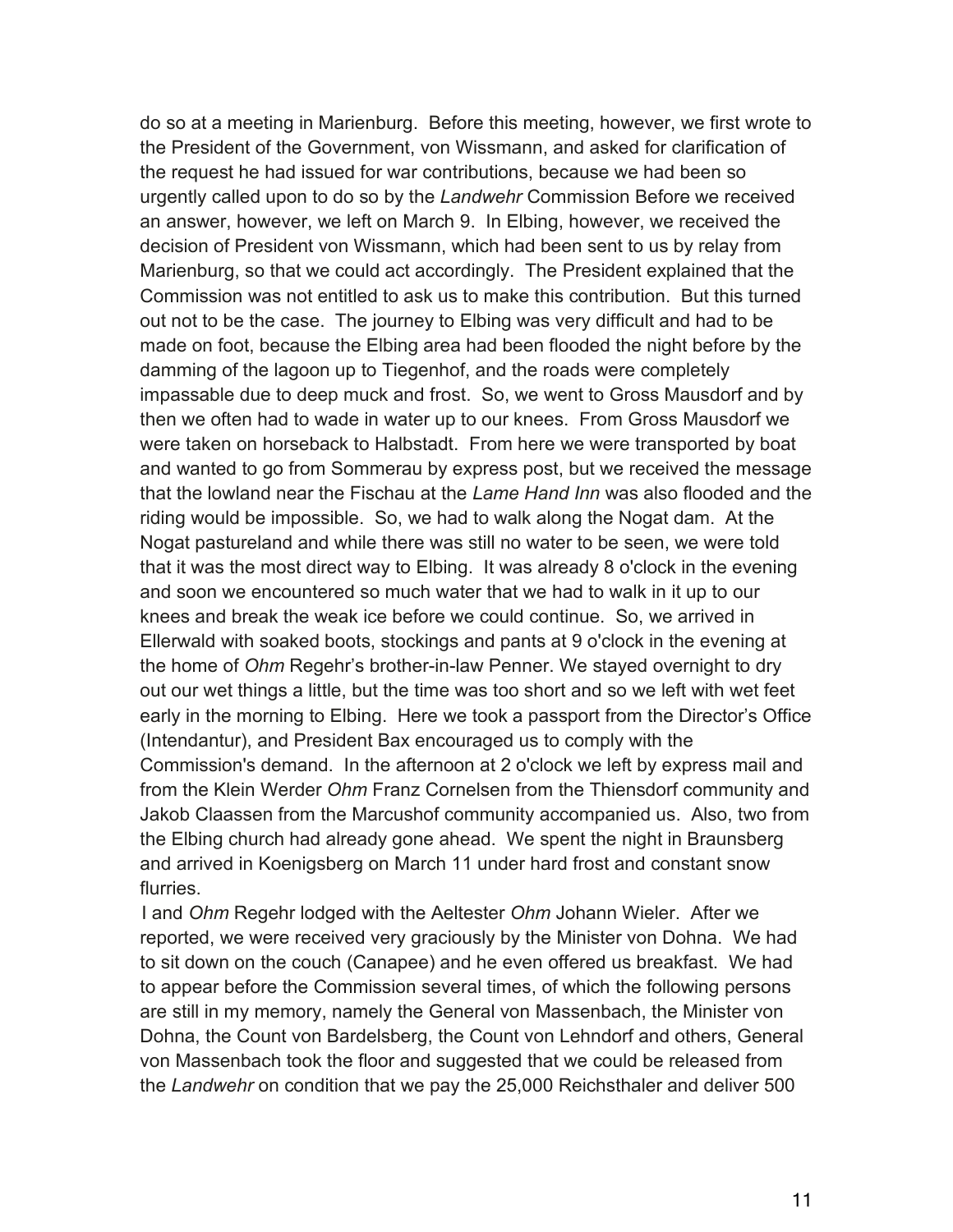do so at a meeting in Marienburg. Before this meeting, however, we first wrote to the President of the Government, von Wissmann, and asked for clarification of the request he had issued for war contributions, because we had been so urgently called upon to do so by the *Landwehr* Commission Before we received an answer, however, we left on March 9. In Elbing, however, we received the decision of President von Wissmann, which had been sent to us by relay from Marienburg, so that we could act accordingly. The President explained that the Commission was not entitled to ask us to make this contribution. But this turned out not to be the case. The journey to Elbing was very difficult and had to be made on foot, because the Elbing area had been flooded the night before by the damming of the lagoon up to Tiegenhof, and the roads were completely impassable due to deep muck and frost. So, we went to Gross Mausdorf and by then we often had to wade in water up to our knees. From Gross Mausdorf we were taken on horseback to Halbstadt. From here we were transported by boat and wanted to go from Sommerau by express post, but we received the message that the lowland near the Fischau at the *Lame Hand Inn* was also flooded and the riding would be impossible. So, we had to walk along the Nogat dam. At the Nogat pastureland and while there was still no water to be seen, we were told that it was the most direct way to Elbing. It was already 8 o'clock in the evening and soon we encountered so much water that we had to walk in it up to our knees and break the weak ice before we could continue. So, we arrived in Ellerwald with soaked boots, stockings and pants at 9 o'clock in the evening at the home of *Ohm* Regehr's brother-in-law Penner. We stayed overnight to dry out our wet things a little, but the time was too short and so we left with wet feet early in the morning to Elbing. Here we took a passport from the Director's Office (Intendantur), and President Bax encouraged us to comply with the Commission's demand. In the afternoon at 2 o'clock we left by express mail and from the Klein Werder *Ohm* Franz Cornelsen from the Thiensdorf community and Jakob Claassen from the Marcushof community accompanied us. Also, two from the Elbing church had already gone ahead. We spent the night in Braunsberg and arrived in Koenigsberg on March 11 under hard frost and constant snow flurries.

I and *Ohm* Regehr lodged with the Aeltester *Ohm* Johann Wieler. After we reported, we were received very graciously by the Minister von Dohna. We had to sit down on the couch (Canapee) and he even offered us breakfast. We had to appear before the Commission several times, of which the following persons are still in my memory, namely the General von Massenbach, the Minister von Dohna, the Count von Bardelsberg, the Count von Lehndorf and others, General von Massenbach took the floor and suggested that we could be released from the *Landwehr* on condition that we pay the 25,000 Reichsthaler and deliver 500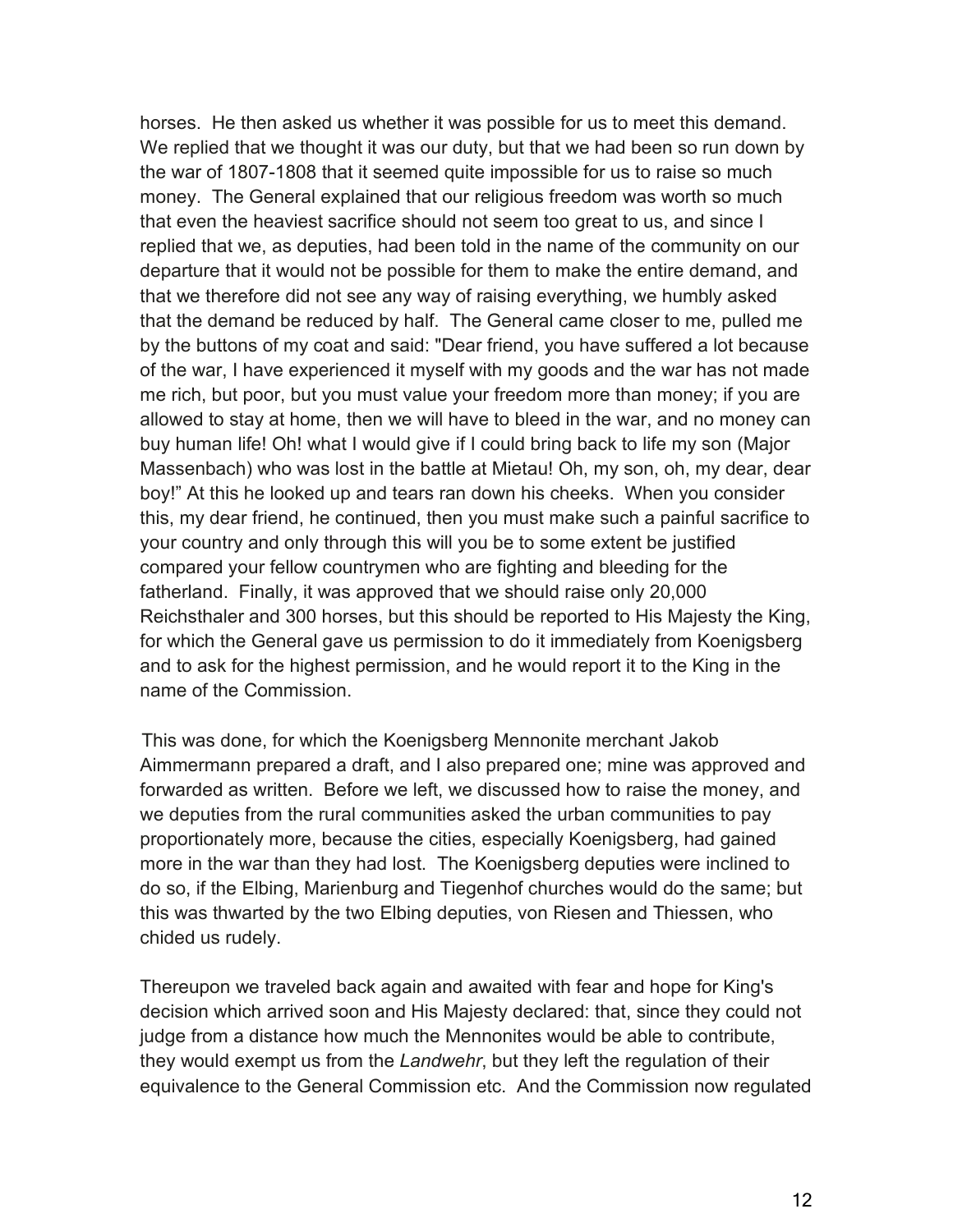horses. He then asked us whether it was possible for us to meet this demand. We replied that we thought it was our duty, but that we had been so run down by the war of 1807-1808 that it seemed quite impossible for us to raise so much money. The General explained that our religious freedom was worth so much that even the heaviest sacrifice should not seem too great to us, and since I replied that we, as deputies, had been told in the name of the community on our departure that it would not be possible for them to make the entire demand, and that we therefore did not see any way of raising everything, we humbly asked that the demand be reduced by half. The General came closer to me, pulled me by the buttons of my coat and said: "Dear friend, you have suffered a lot because of the war, I have experienced it myself with my goods and the war has not made me rich, but poor, but you must value your freedom more than money; if you are allowed to stay at home, then we will have to bleed in the war, and no money can buy human life! Oh! what I would give if I could bring back to life my son (Major Massenbach) who was lost in the battle at Mietau! Oh, my son, oh, my dear, dear boy!" At this he looked up and tears ran down his cheeks. When you consider this, my dear friend, he continued, then you must make such a painful sacrifice to your country and only through this will you be to some extent be justified compared your fellow countrymen who are fighting and bleeding for the fatherland. Finally, it was approved that we should raise only 20,000 Reichsthaler and 300 horses, but this should be reported to His Majesty the King, for which the General gave us permission to do it immediately from Koenigsberg and to ask for the highest permission, and he would report it to the King in the name of the Commission.

This was done, for which the Koenigsberg Mennonite merchant Jakob Aimmermann prepared a draft, and I also prepared one; mine was approved and forwarded as written. Before we left, we discussed how to raise the money, and we deputies from the rural communities asked the urban communities to pay proportionately more, because the cities, especially Koenigsberg, had gained more in the war than they had lost. The Koenigsberg deputies were inclined to do so, if the Elbing, Marienburg and Tiegenhof churches would do the same; but this was thwarted by the two Elbing deputies, von Riesen and Thiessen, who chided us rudely.

Thereupon we traveled back again and awaited with fear and hope for King's decision which arrived soon and His Majesty declared: that, since they could not judge from a distance how much the Mennonites would be able to contribute, they would exempt us from the *Landwehr*, but they left the regulation of their equivalence to the General Commission etc. And the Commission now regulated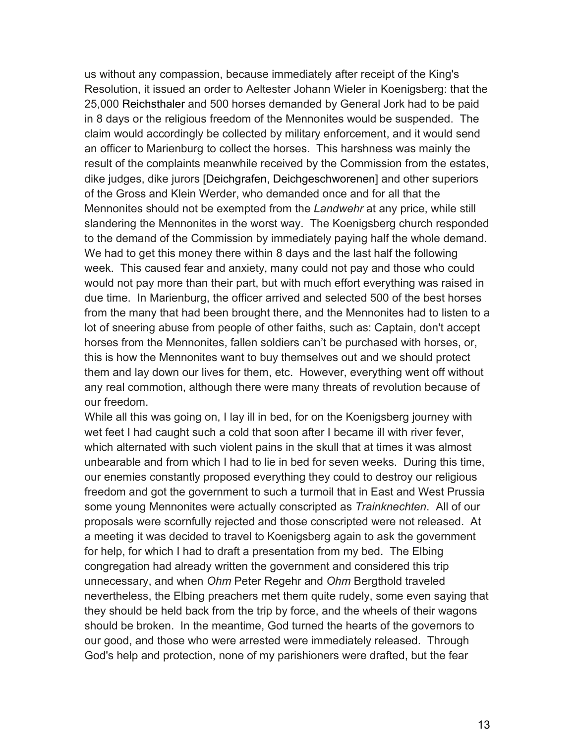us without any compassion, because immediately after receipt of the King's Resolution, it issued an order to Aeltester Johann Wieler in Koenigsberg: that the 25,000 Reichsthaler and 500 horses demanded by General Jork had to be paid in 8 days or the religious freedom of the Mennonites would be suspended. The claim would accordingly be collected by military enforcement, and it would send an officer to Marienburg to collect the horses. This harshness was mainly the result of the complaints meanwhile received by the Commission from the estates, dike judges, dike jurors [Deichgrafen, Deichgeschworenen] and other superiors of the Gross and Klein Werder, who demanded once and for all that the Mennonites should not be exempted from the *Landwehr* at any price, while still slandering the Mennonites in the worst way. The Koenigsberg church responded to the demand of the Commission by immediately paying half the whole demand. We had to get this money there within 8 days and the last half the following week. This caused fear and anxiety, many could not pay and those who could would not pay more than their part, but with much effort everything was raised in due time. In Marienburg, the officer arrived and selected 500 of the best horses from the many that had been brought there, and the Mennonites had to listen to a lot of sneering abuse from people of other faiths, such as: Captain, don't accept horses from the Mennonites, fallen soldiers can't be purchased with horses, or, this is how the Mennonites want to buy themselves out and we should protect them and lay down our lives for them, etc. However, everything went off without any real commotion, although there were many threats of revolution because of our freedom.

While all this was going on, I lay ill in bed, for on the Koenigsberg journey with wet feet I had caught such a cold that soon after I became ill with river fever, which alternated with such violent pains in the skull that at times it was almost unbearable and from which I had to lie in bed for seven weeks. During this time, our enemies constantly proposed everything they could to destroy our religious freedom and got the government to such a turmoil that in East and West Prussia some young Mennonites were actually conscripted as *Trainknechten*. All of our proposals were scornfully rejected and those conscripted were not released. At a meeting it was decided to travel to Koenigsberg again to ask the government for help, for which I had to draft a presentation from my bed. The Elbing congregation had already written the government and considered this trip unnecessary, and when *Ohm* Peter Regehr and *Ohm* Bergthold traveled nevertheless, the Elbing preachers met them quite rudely, some even saying that they should be held back from the trip by force, and the wheels of their wagons should be broken. In the meantime, God turned the hearts of the governors to our good, and those who were arrested were immediately released. Through God's help and protection, none of my parishioners were drafted, but the fear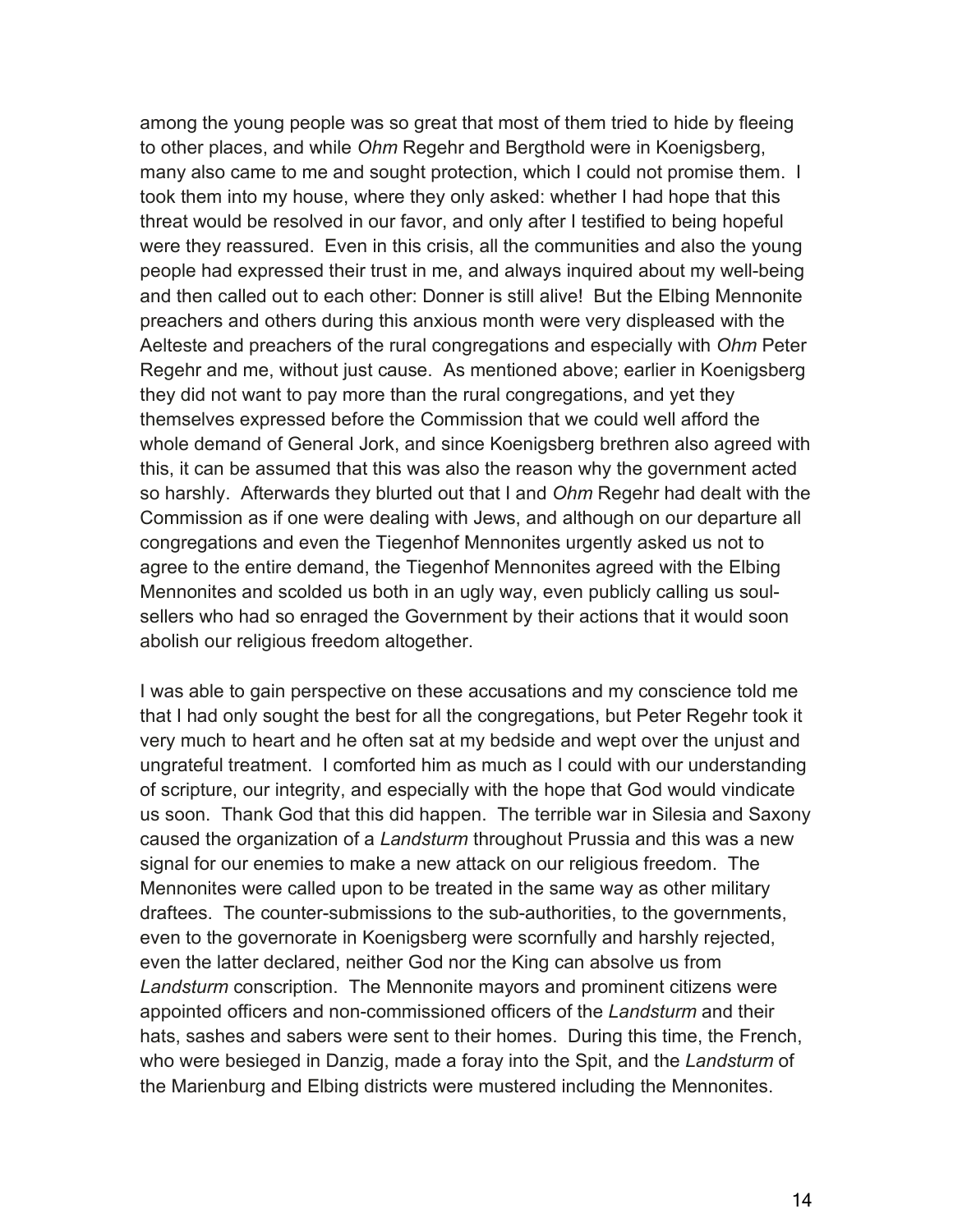among the young people was so great that most of them tried to hide by fleeing to other places, and while *Ohm* Regehr and Bergthold were in Koenigsberg, many also came to me and sought protection, which I could not promise them. I took them into my house, where they only asked: whether I had hope that this threat would be resolved in our favor, and only after I testified to being hopeful were they reassured. Even in this crisis, all the communities and also the young people had expressed their trust in me, and always inquired about my well-being and then called out to each other: Donner is still alive! But the Elbing Mennonite preachers and others during this anxious month were very displeased with the Aelteste and preachers of the rural congregations and especially with *Ohm* Peter Regehr and me, without just cause. As mentioned above; earlier in Koenigsberg they did not want to pay more than the rural congregations, and yet they themselves expressed before the Commission that we could well afford the whole demand of General Jork, and since Koenigsberg brethren also agreed with this, it can be assumed that this was also the reason why the government acted so harshly. Afterwards they blurted out that I and *Ohm* Regehr had dealt with the Commission as if one were dealing with Jews, and although on our departure all congregations and even the Tiegenhof Mennonites urgently asked us not to agree to the entire demand, the Tiegenhof Mennonites agreed with the Elbing Mennonites and scolded us both in an ugly way, even publicly calling us soul-sellers who had so enraged the Government by their actions that it would soon abolish our religious freedom altogether.

I was able to gain perspective on these accusations and my conscience told me that I had only sought the best for all the congregations, but Peter Regehr took it very much to heart and he often sat at my bedside and wept over the unjust and ungrateful treatment. I comforted him as much as I could with our understanding of scripture, our integrity, and especially with the hope that God would vindicate us soon. Thank God that this did happen. The terrible war in Silesia and Saxony caused the organization of a *Landsturm* throughout Prussia and this was a new signal for our enemies to make a new attack on our religious freedom. The Mennonites were called upon to be treated in the same way as other military draftees. The counter-submissions to the sub-authorities, to the governments, even to the governorate in Koenigsberg were scornfully and harshly rejected, even the latter declared, neither God nor the King can absolve us from *Landsturm* conscription. The Mennonite mayors and prominent citizens were appointed officers and non-commissioned officers of the *Landsturm* and their hats, sashes and sabers were sent to their homes. During this time, the French, who were besieged in Danzig, made a foray into the Spit, and the *Landsturm* of the Marienburg and Elbing districts were mustered including the Mennonites.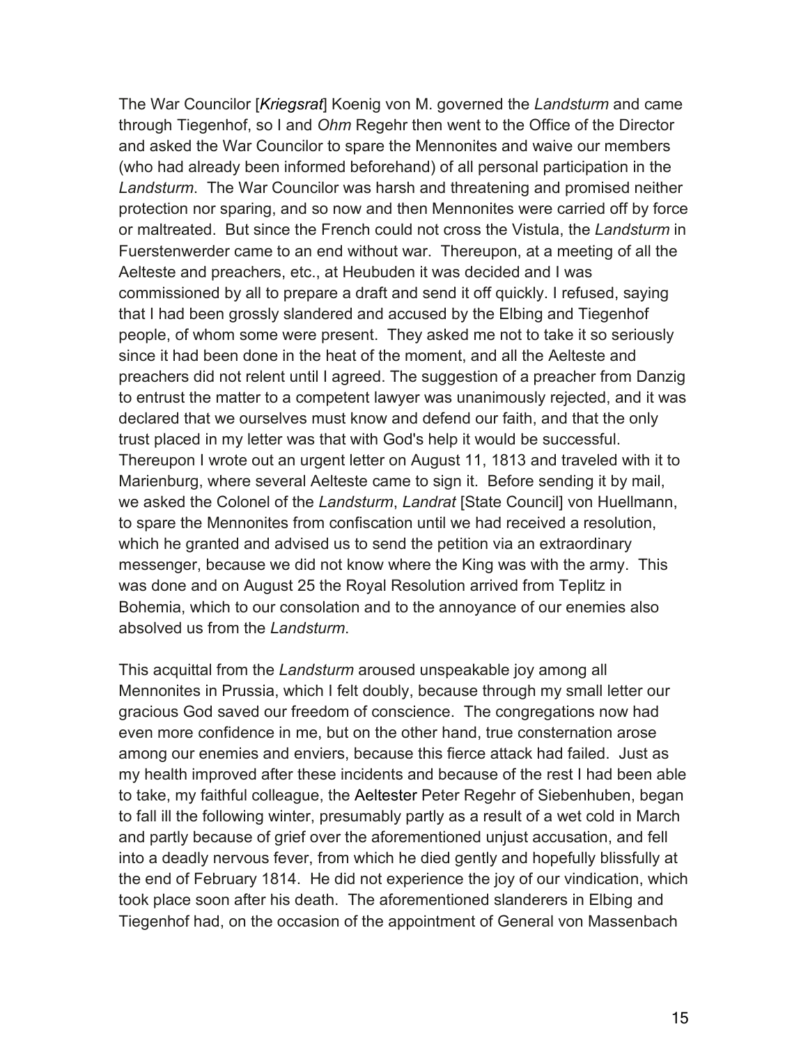The War Councilor [*Kriegsrat*] Koenig von M. governed the *Landsturm* and came through Tiegenhof, so I and *Ohm* Regehr then went to the Office of the Director and asked the War Councilor to spare the Mennonites and waive our members (who had already been informed beforehand) of all personal participation in the *Landsturm*. The War Councilor was harsh and threatening and promised neither protection nor sparing, and so now and then Mennonites were carried off by force or maltreated. But since the French could not cross the Vistula, the *Landsturm* in Fuerstenwerder came to an end without war. Thereupon, at a meeting of all the Aelteste and preachers, etc., at Heubuden it was decided and I was commissioned by all to prepare a draft and send it off quickly. I refused, saying that I had been grossly slandered and accused by the Elbing and Tiegenhof people, of whom some were present. They asked me not to take it so seriously since it had been done in the heat of the moment, and all the Aelteste and preachers did not relent until I agreed. The suggestion of a preacher from Danzig to entrust the matter to a competent lawyer was unanimously rejected, and it was declared that we ourselves must know and defend our faith, and that the only trust placed in my letter was that with God's help it would be successful. Thereupon I wrote out an urgent letter on August 11, 1813 and traveled with it to Marienburg, where several Aelteste came to sign it. Before sending it by mail, we asked the Colonel of the *Landsturm*, *Landrat* [State Council] von Huellmann, to spare the Mennonites from confiscation until we had received a resolution, which he granted and advised us to send the petition via an extraordinary messenger, because we did not know where the King was with the army. This was done and on August 25 the Royal Resolution arrived from Teplitz in Bohemia, which to our consolation and to the annoyance of our enemies also absolved us from the *Landsturm*.

This acquittal from the *Landsturm* aroused unspeakable joy among all Mennonites in Prussia, which I felt doubly, because through my small letter our gracious God saved our freedom of conscience. The congregations now had even more confidence in me, but on the other hand, true consternation arose among our enemies and enviers, because this fierce attack had failed. Just as my health improved after these incidents and because of the rest I had been able to take, my faithful colleague, the Aeltester Peter Regehr of Siebenhuben, began to fall ill the following winter, presumably partly as a result of a wet cold in March and partly because of grief over the aforementioned unjust accusation, and fell into a deadly nervous fever, from which he died gently and hopefully blissfully at the end of February 1814. He did not experience the joy of our vindication, which took place soon after his death. The aforementioned slanderers in Elbing and Tiegenhof had, on the occasion of the appointment of General von Massenbach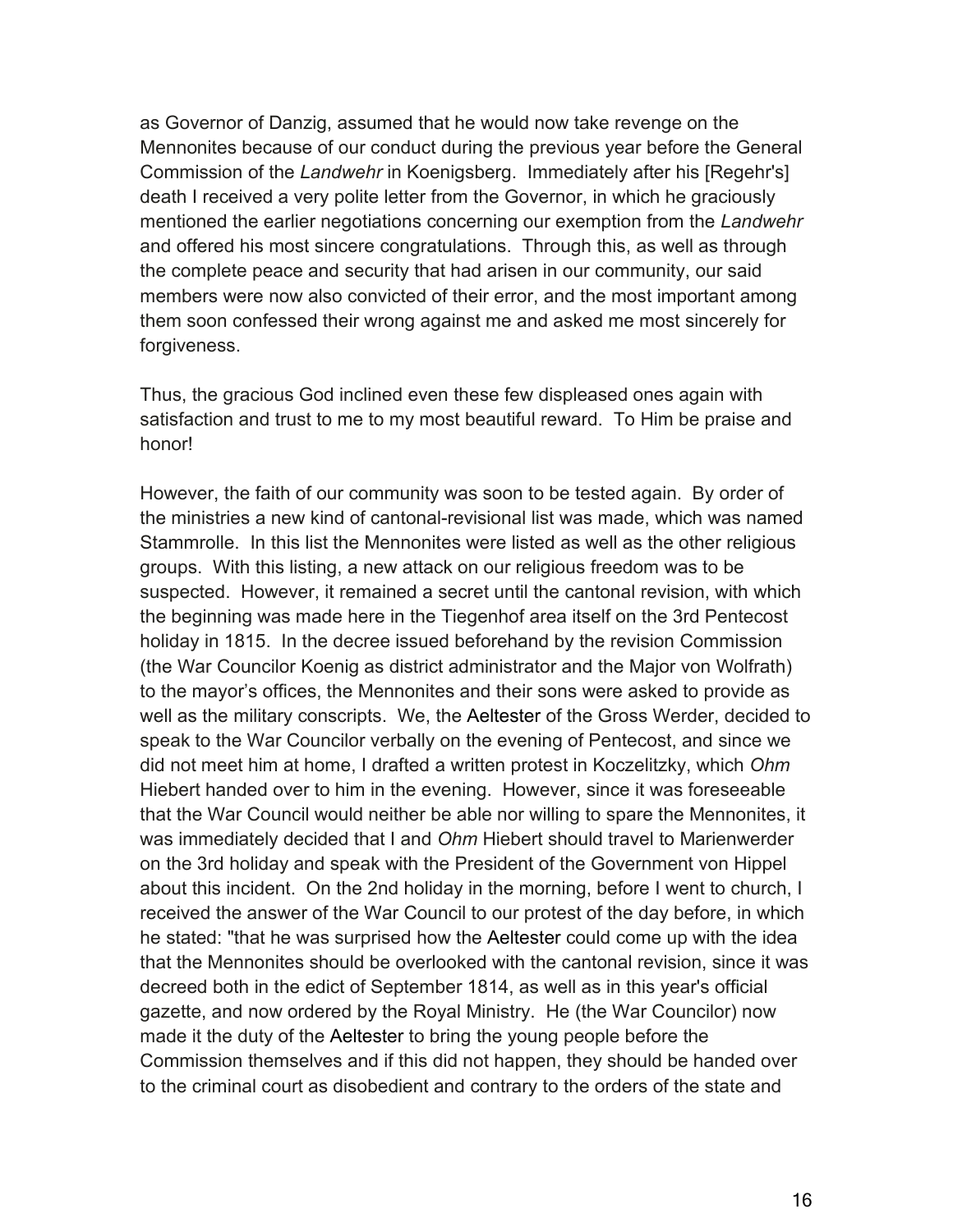as Governor of Danzig, assumed that he would now take revenge on the Mennonites because of our conduct during the previous year before the General Commission of the *Landwehr* in Koenigsberg. Immediately after his [Regehr's] death I received a very polite letter from the Governor, in which he graciously mentioned the earlier negotiations concerning our exemption from the *Landwehr* and offered his most sincere congratulations. Through this, as well as through the complete peace and security that had arisen in our community, our said members were now also convicted of their error, and the most important among them soon confessed their wrong against me and asked me most sincerely for forgiveness.

Thus, the gracious God inclined even these few displeased ones again with satisfaction and trust to me to my most beautiful reward. To Him be praise and honor!

However, the faith of our community was soon to be tested again. By order of the ministries a new kind of cantonal-revisional list was made, which was named Stammrolle. In this list the Mennonites were listed as well as the other religious groups. With this listing, a new attack on our religious freedom was to be suspected. However, it remained a secret until the cantonal revision, with which the beginning was made here in the Tiegenhof area itself on the 3rd Pentecost holiday in 1815. In the decree issued beforehand by the revision Commission (the War Councilor Koenig as district administrator and the Major von Wolfrath) to the mayor's offices, the Mennonites and their sons were asked to provide as well as the military conscripts. We, the Aeltester of the Gross Werder, decided to speak to the War Councilor verbally on the evening of Pentecost, and since we did not meet him at home, I drafted a written protest in Koczelitzky, which *Ohm* Hiebert handed over to him in the evening. However, since it was foreseeable that the War Council would neither be able nor willing to spare the Mennonites, it was immediately decided that I and *Ohm* Hiebert should travel to Marienwerder on the 3rd holiday and speak with the President of the Government von Hippel about this incident. On the 2nd holiday in the morning, before I went to church, I received the answer of the War Council to our protest of the day before, in which he stated: "that he was surprised how the Aeltester could come up with the idea that the Mennonites should be overlooked with the cantonal revision, since it was decreed both in the edict of September 1814, as well as in this year's official gazette, and now ordered by the Royal Ministry. He (the War Councilor) now made it the duty of the Aeltester to bring the young people before the Commission themselves and if this did not happen, they should be handed over to the criminal court as disobedient and contrary to the orders of the state and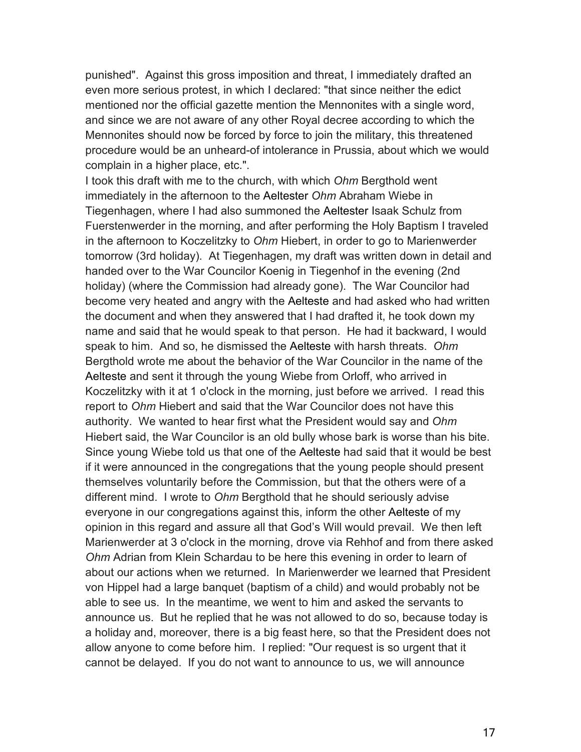punished". Against this gross imposition and threat, I immediately drafted an even more serious protest, in which I declared: "that since neither the edict mentioned nor the official gazette mention the Mennonites with a single word, and since we are not aware of any other Royal decree according to which the Mennonites should now be forced by force to join the military, this threatened procedure would be an unheard-of intolerance in Prussia, about which we would complain in a higher place, etc.".

I took this draft with me to the church, with which *Ohm* Bergthold went immediately in the afternoon to the Aeltester *Ohm* Abraham Wiebe in Tiegenhagen, where I had also summoned the Aeltester Isaak Schulz from Fuerstenwerder in the morning, and after performing the Holy Baptism I traveled in the afternoon to Koczelitzky to *Ohm* Hiebert, in order to go to Marienwerder tomorrow (3rd holiday). At Tiegenhagen, my draft was written down in detail and handed over to the War Councilor Koenig in Tiegenhof in the evening (2nd holiday) (where the Commission had already gone). The War Councilor had become very heated and angry with the Aelteste and had asked who had written the document and when they answered that I had drafted it, he took down my name and said that he would speak to that person. He had it backward, I would speak to him. And so, he dismissed the Aelteste with harsh threats. *Ohm* Bergthold wrote me about the behavior of the War Councilor in the name of the Aelteste and sent it through the young Wiebe from Orloff, who arrived in Koczelitzky with it at 1 o'clock in the morning, just before we arrived. I read this report to *Ohm* Hiebert and said that the War Councilor does not have this authority. We wanted to hear first what the President would say and *Ohm* Hiebert said, the War Councilor is an old bully whose bark is worse than his bite. Since young Wiebe told us that one of the Aelteste had said that it would be best if it were announced in the congregations that the young people should present themselves voluntarily before the Commission, but that the others were of a different mind. I wrote to *Ohm* Bergthold that he should seriously advise everyone in our congregations against this, inform the other Aelteste of my opinion in this regard and assure all that God's Will would prevail. We then left Marienwerder at 3 o'clock in the morning, drove via Rehhof and from there asked *Ohm* Adrian from Klein Schardau to be here this evening in order to learn of about our actions when we returned. In Marienwerder we learned that President von Hippel had a large banquet (baptism of a child) and would probably not be able to see us. In the meantime, we went to him and asked the servants to announce us. But he replied that he was not allowed to do so, because today is a holiday and, moreover, there is a big feast here, so that the President does not allow anyone to come before him. I replied: "Our request is so urgent that it cannot be delayed. If you do not want to announce to us, we will announce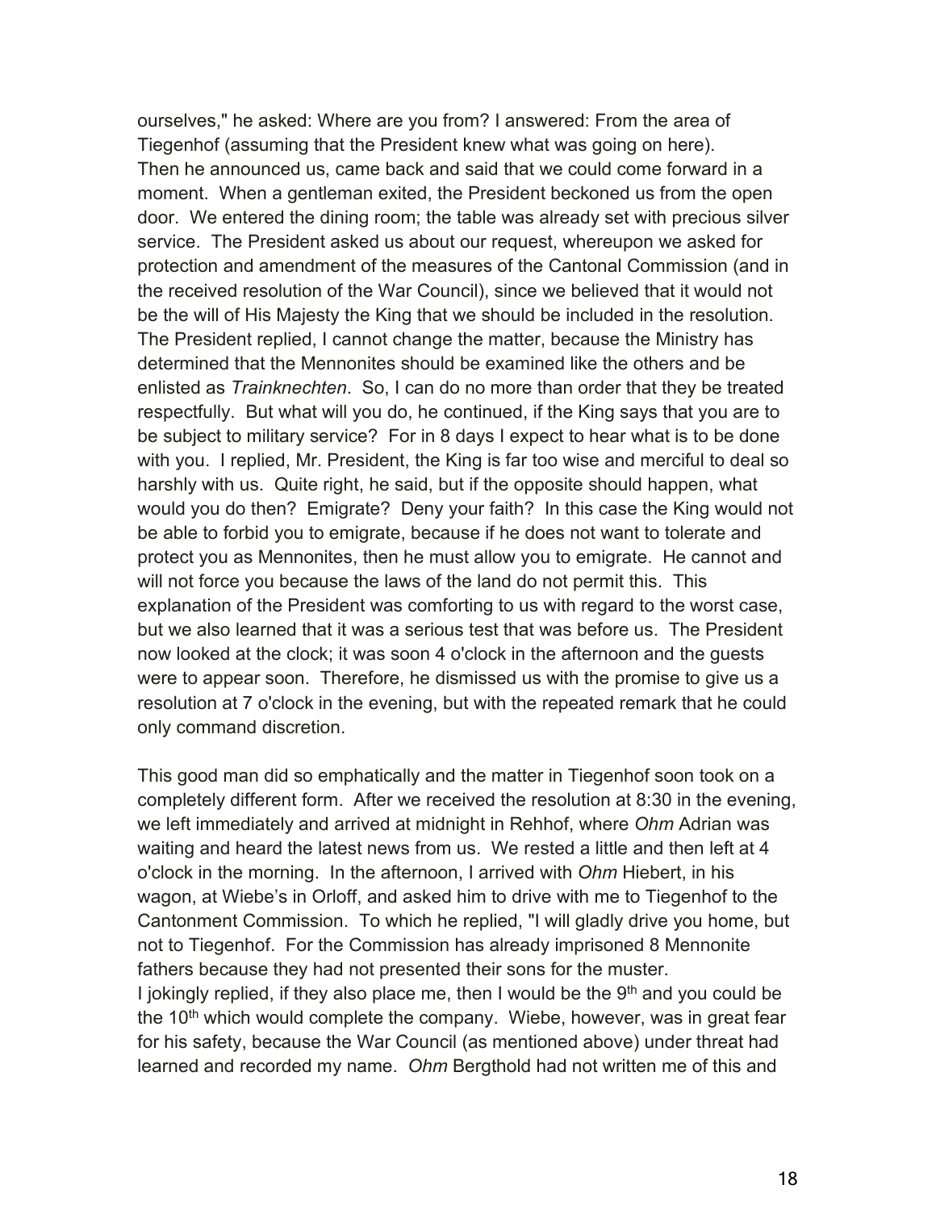ourselves," he asked: Where are you from? I answered: From the area of Tiegenhof (assuming that the President knew what was going on here). Then he announced us, came back and said that we could come forward in a moment. When a gentleman exited, the President beckoned us from the open door. We entered the dining room; the table was already set with precious silver service. The President asked us about our request, whereupon we asked for protection and amendment of the measures of the Cantonal Commission (and in the received resolution of the War Council), since we believed that it would not be the will of His Majesty the King that we should be included in the resolution. The President replied, I cannot change the matter, because the Ministry has determined that the Mennonites should be examined like the others and be enlisted as *Trainknechten*. So, I can do no more than order that they be treated respectfully. But what will you do, he continued, if the King says that you are to be subject to military service? For in 8 days I expect to hear what is to be done with you. I replied, Mr. President, the King is far too wise and merciful to deal so harshly with us. Quite right, he said, but if the opposite should happen, what would you do then? Emigrate? Deny your faith? In this case the King would not be able to forbid you to emigrate, because if he does not want to tolerate and protect you as Mennonites, then he must allow you to emigrate. He cannot and will not force you because the laws of the land do not permit this. This explanation of the President was comforting to us with regard to the worst case, but we also learned that it was a serious test that was before us. The President now looked at the clock; it was soon 4 o'clock in the afternoon and the guests were to appear soon. Therefore, he dismissed us with the promise to give us a resolution at 7 o'clock in the evening, but with the repeated remark that he could only command discretion.

This good man did so emphatically and the matter in Tiegenhof soon took on a completely different form. After we received the resolution at 8:30 in the evening, we left immediately and arrived at midnight in Rehhof, where *Ohm* Adrian was waiting and heard the latest news from us. We rested a little and then left at 4 o'clock in the morning. In the afternoon, I arrived with *Ohm* Hiebert, in his wagon, at Wiebe's in Orloff, and asked him to drive with me to Tiegenhof to the Cantonment Commission. To which he replied, "I will gladly drive you home, but not to Tiegenhof. For the Commission has already imprisoned 8 Mennonite fathers because they had not presented their sons for the muster.
I jokingly replied, if they also place me, then I would be the 9th and you could be the 10th which would complete the company. Wiebe, however, was in great fear for his safety, because the War Council (as mentioned above) under threat had learned and recorded my name. *Ohm* Bergthold had not written me of this and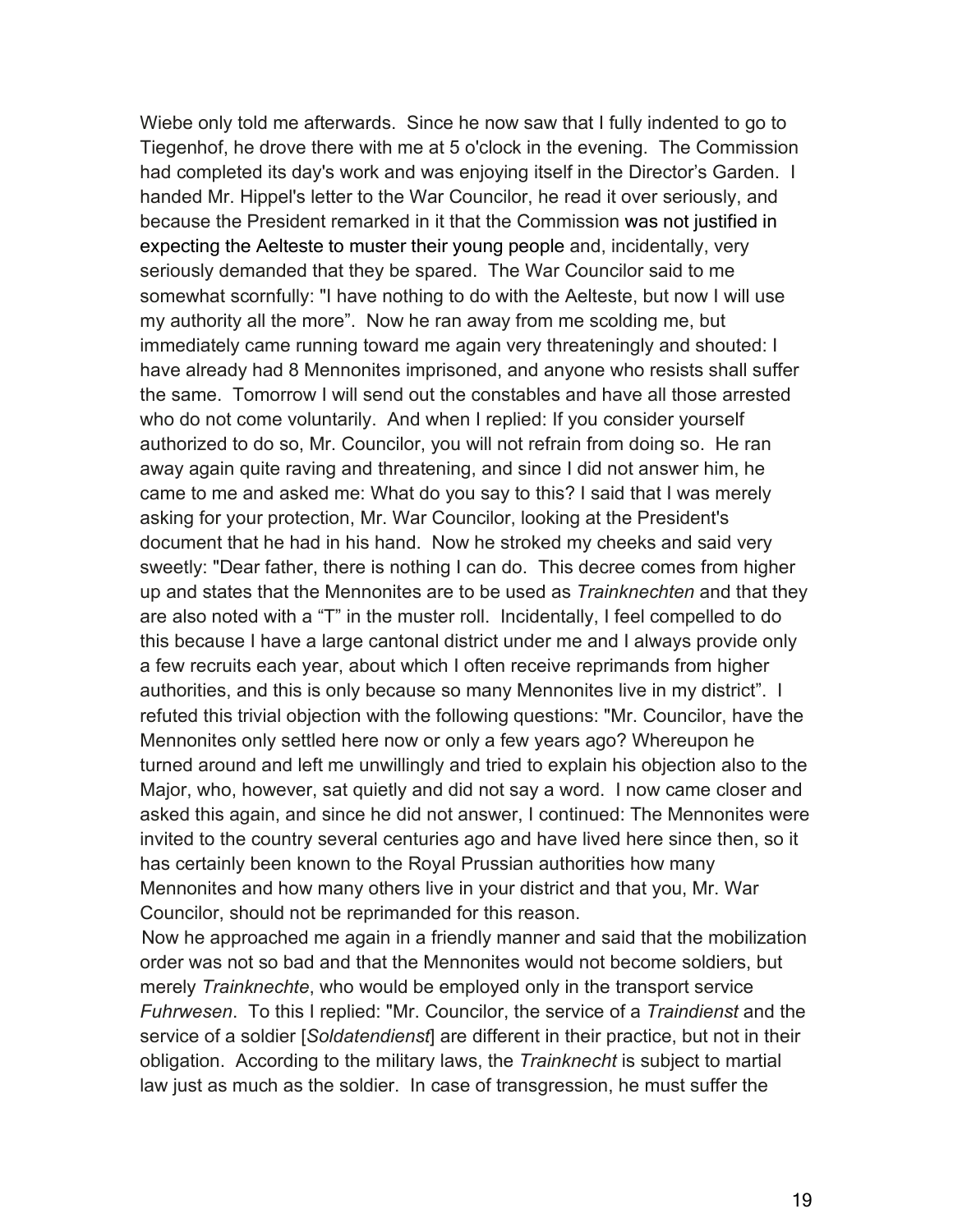Wiebe only told me afterwards. Since he now saw that I fully indented to go to Tiegenhof, he drove there with me at 5 o'clock in the evening. The Commission had completed its day's work and was enjoying itself in the Director's Garden. I handed Mr. Hippel's letter to the War Councilor, he read it over seriously, and because the President remarked in it that the Commission was not justified in expecting the Aelteste to muster their young people and, incidentally, very seriously demanded that they be spared. The War Councilor said to me somewhat scornfully: "I have nothing to do with the Aelteste, but now I will use my authority all the more". Now he ran away from me scolding me, but immediately came running toward me again very threateningly and shouted: I have already had 8 Mennonites imprisoned, and anyone who resists shall suffer the same. Tomorrow I will send out the constables and have all those arrested who do not come voluntarily. And when I replied: If you consider yourself authorized to do so, Mr. Councilor, you will not refrain from doing so. He ran away again quite raving and threatening, and since I did not answer him, he came to me and asked me: What do you say to this? I said that I was merely asking for your protection, Mr. War Councilor, looking at the President's document that he had in his hand. Now he stroked my cheeks and said very sweetly: "Dear father, there is nothing I can do. This decree comes from higher up and states that the Mennonites are to be used as *Trainknechten* and that they are also noted with a "T" in the muster roll. Incidentally, I feel compelled to do this because I have a large cantonal district under me and I always provide only a few recruits each year, about which I often receive reprimands from higher authorities, and this is only because so many Mennonites live in my district". I refuted this trivial objection with the following questions: "Mr. Councilor, have the Mennonites only settled here now or only a few years ago? Whereupon he turned around and left me unwillingly and tried to explain his objection also to the Major, who, however, sat quietly and did not say a word. I now came closer and asked this again, and since he did not answer, I continued: The Mennonites were invited to the country several centuries ago and have lived here since then, so it has certainly been known to the Royal Prussian authorities how many Mennonites and how many others live in your district and that you, Mr. War Councilor, should not be reprimanded for this reason.

Now he approached me again in a friendly manner and said that the mobilization order was not so bad and that the Mennonites would not become soldiers, but merely *Trainknechte*, who would be employed only in the transport service *Fuhrwesen*. To this I replied: "Mr. Councilor, the service of a *Traindienst* and the service of a soldier [*Soldatendienst*] are different in their practice, but not in their obligation. According to the military laws, the *Trainknecht* is subject to martial law just as much as the soldier. In case of transgression, he must suffer the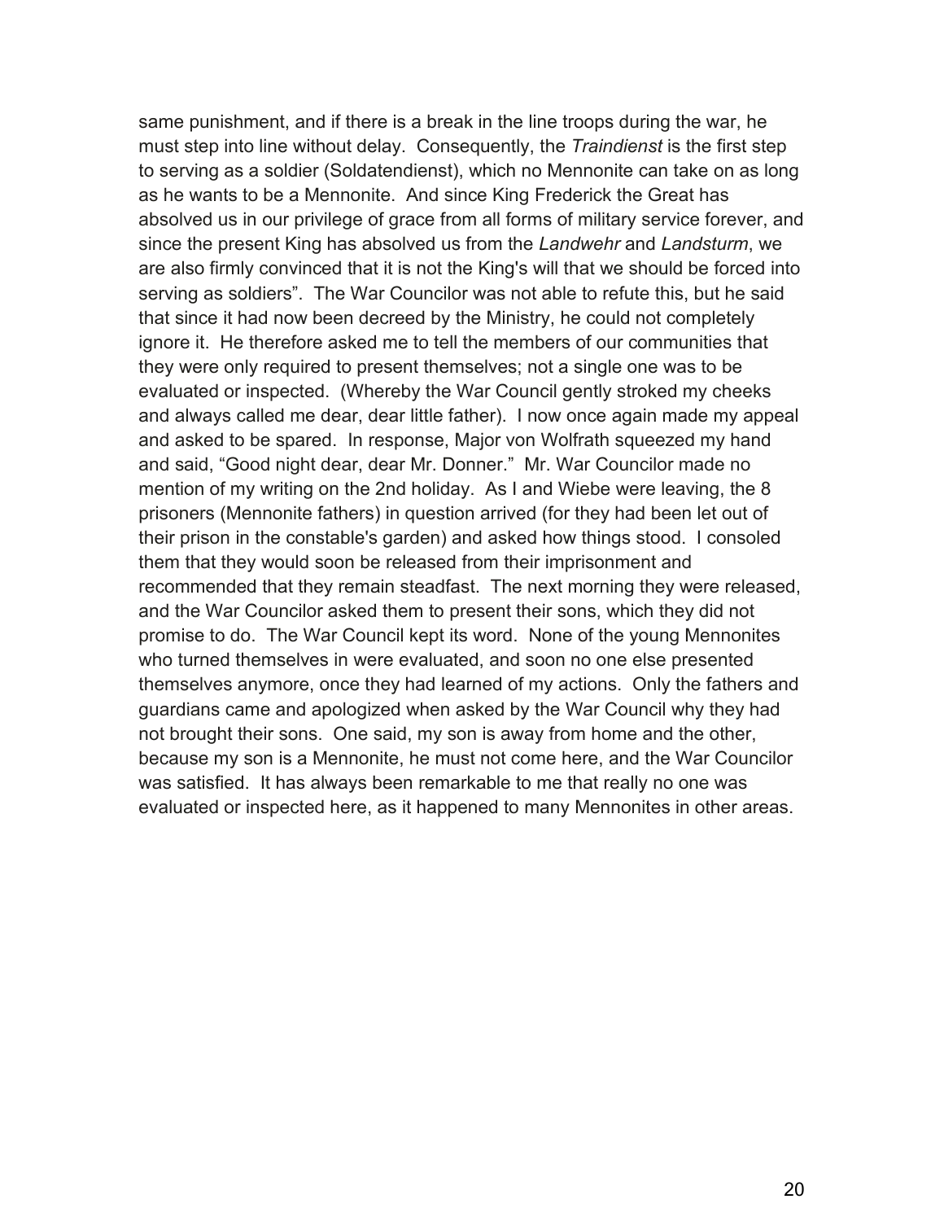same punishment, and if there is a break in the line troops during the war, he must step into line without delay. Consequently, the *Traindienst* is the first step to serving as a soldier (Soldatendienst), which no Mennonite can take on as long as he wants to be a Mennonite. And since King Frederick the Great has absolved us in our privilege of grace from all forms of military service forever, and since the present King has absolved us from the *Landwehr* and *Landsturm*, we are also firmly convinced that it is not the King's will that we should be forced into serving as soldiers". The War Councilor was not able to refute this, but he said that since it had now been decreed by the Ministry, he could not completely ignore it. He therefore asked me to tell the members of our communities that they were only required to present themselves; not a single one was to be evaluated or inspected. (Whereby the War Council gently stroked my cheeks and always called me dear, dear little father). I now once again made my appeal and asked to be spared. In response, Major von Wolfrath squeezed my hand and said, "Good night dear, dear Mr. Donner." Mr. War Councilor made no mention of my writing on the 2nd holiday. As I and Wiebe were leaving, the 8 prisoners (Mennonite fathers) in question arrived (for they had been let out of their prison in the constable's garden) and asked how things stood. I consoled them that they would soon be released from their imprisonment and recommended that they remain steadfast. The next morning they were released, and the War Councilor asked them to present their sons, which they did not promise to do. The War Council kept its word. None of the young Mennonites who turned themselves in were evaluated, and soon no one else presented themselves anymore, once they had learned of my actions. Only the fathers and guardians came and apologized when asked by the War Council why they had not brought their sons. One said, my son is away from home and the other, because my son is a Mennonite, he must not come here, and the War Councilor was satisfied. It has always been remarkable to me that really no one was evaluated or inspected here, as it happened to many Mennonites in other areas.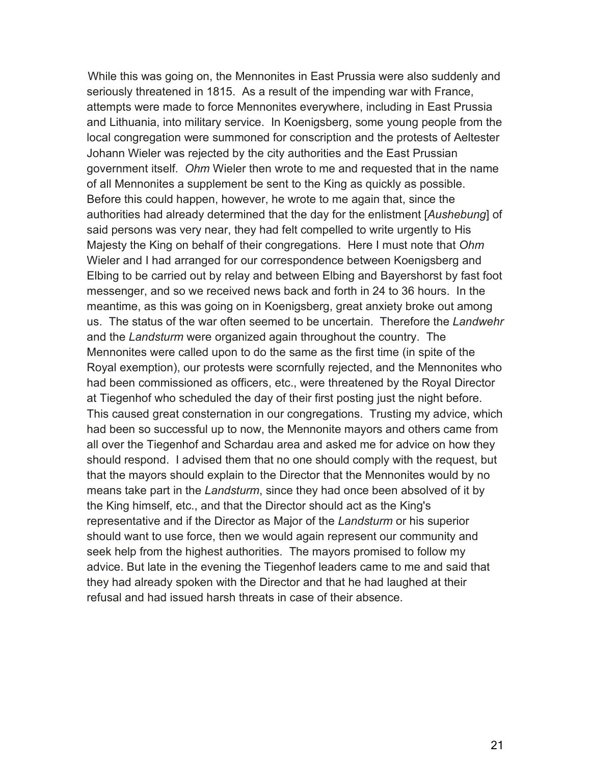While this was going on, the Mennonites in East Prussia were also suddenly and seriously threatened in 1815. As a result of the impending war with France, attempts were made to force Mennonites everywhere, including in East Prussia and Lithuania, into military service. In Koenigsberg, some young people from the local congregation were summoned for conscription and the protests of Aeltester Johann Wieler was rejected by the city authorities and the East Prussian government itself. *Ohm* Wieler then wrote to me and requested that in the name of all Mennonites a supplement be sent to the King as quickly as possible. Before this could happen, however, he wrote to me again that, since the authorities had already determined that the day for the enlistment [*Aushebung*] of said persons was very near, they had felt compelled to write urgently to His Majesty the King on behalf of their congregations. Here I must note that *Ohm* Wieler and I had arranged for our correspondence between Koenigsberg and Elbing to be carried out by relay and between Elbing and Bayershorst by fast foot messenger, and so we received news back and forth in 24 to 36 hours. In the meantime, as this was going on in Koenigsberg, great anxiety broke out among us. The status of the war often seemed to be uncertain. Therefore the *Landwehr* and the *Landsturm* were organized again throughout the country. The Mennonites were called upon to do the same as the first time (in spite of the Royal exemption), our protests were scornfully rejected, and the Mennonites who had been commissioned as officers, etc., were threatened by the Royal Director at Tiegenhof who scheduled the day of their first posting just the night before. This caused great consternation in our congregations. Trusting my advice, which had been so successful up to now, the Mennonite mayors and others came from all over the Tiegenhof and Schardau area and asked me for advice on how they should respond. I advised them that no one should comply with the request, but that the mayors should explain to the Director that the Mennonites would by no means take part in the *Landsturm*, since they had once been absolved of it by the King himself, etc., and that the Director should act as the King's representative and if the Director as Major of the *Landsturm* or his superior should want to use force, then we would again represent our community and seek help from the highest authorities. The mayors promised to follow my advice. But late in the evening the Tiegenhof leaders came to me and said that they had already spoken with the Director and that he had laughed at their refusal and had issued harsh threats in case of their absence.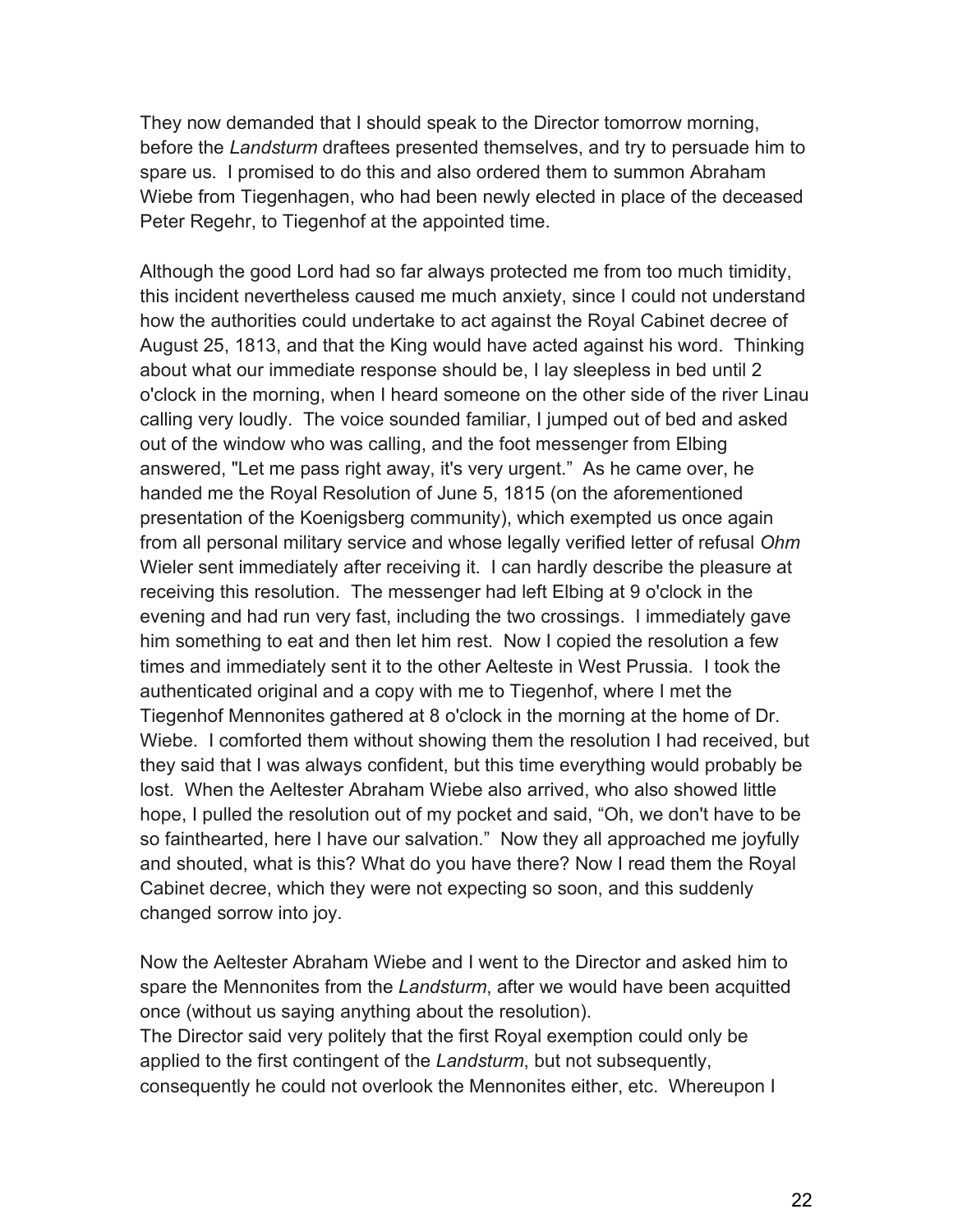They now demanded that I should speak to the Director tomorrow morning, before the *Landsturm* draftees presented themselves, and try to persuade him to spare us. I promised to do this and also ordered them to summon Abraham Wiebe from Tiegenhagen, who had been newly elected in place of the deceased Peter Regehr, to Tiegenhof at the appointed time.

Although the good Lord had so far always protected me from too much timidity, this incident nevertheless caused me much anxiety, since I could not understand how the authorities could undertake to act against the Royal Cabinet decree of August 25, 1813, and that the King would have acted against his word. Thinking about what our immediate response should be, I lay sleepless in bed until 2 o'clock in the morning, when I heard someone on the other side of the river Linau calling very loudly. The voice sounded familiar, I jumped out of bed and asked out of the window who was calling, and the foot messenger from Elbing answered, "Let me pass right away, it's very urgent." As he came over, he handed me the Royal Resolution of June 5, 1815 (on the aforementioned presentation of the Koenigsberg community), which exempted us once again from all personal military service and whose legally verified letter of refusal *Ohm* Wieler sent immediately after receiving it. I can hardly describe the pleasure at receiving this resolution. The messenger had left Elbing at 9 o'clock in the evening and had run very fast, including the two crossings. I immediately gave him something to eat and then let him rest. Now I copied the resolution a few times and immediately sent it to the other Aelteste in West Prussia. I took the authenticated original and a copy with me to Tiegenhof, where I met the Tiegenhof Mennonites gathered at 8 o'clock in the morning at the home of Dr. Wiebe. I comforted them without showing them the resolution I had received, but they said that I was always confident, but this time everything would probably be lost. When the Aeltester Abraham Wiebe also arrived, who also showed little hope, I pulled the resolution out of my pocket and said, "Oh, we don't have to be so fainthearted, here I have our salvation." Now they all approached me joyfully and shouted, what is this? What do you have there? Now I read them the Royal Cabinet decree, which they were not expecting so soon, and this suddenly changed sorrow into joy.

Now the Aeltester Abraham Wiebe and I went to the Director and asked him to spare the Mennonites from the *Landsturm*, after we would have been acquitted once (without us saying anything about the resolution).
The Director said very politely that the first Royal exemption could only be applied to the first contingent of the *Landsturm*, but not subsequently, consequently he could not overlook the Mennonites either, etc. Whereupon I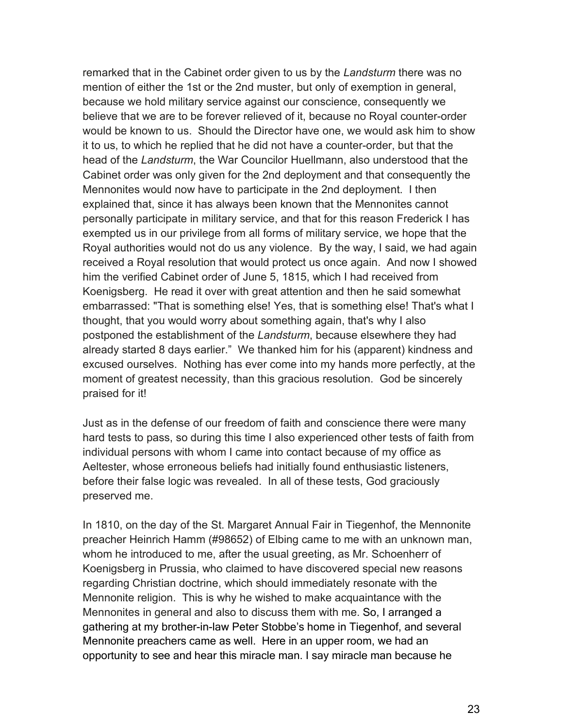remarked that in the Cabinet order given to us by the *Landsturm* there was no mention of either the 1st or the 2nd muster, but only of exemption in general, because we hold military service against our conscience, consequently we believe that we are to be forever relieved of it, because no Royal counter-order would be known to us. Should the Director have one, we would ask him to show it to us, to which he replied that he did not have a counter-order, but that the head of the *Landsturm*, the War Councilor Huellmann, also understood that the Cabinet order was only given for the 2nd deployment and that consequently the Mennonites would now have to participate in the 2nd deployment. I then explained that, since it has always been known that the Mennonites cannot personally participate in military service, and that for this reason Frederick I has exempted us in our privilege from all forms of military service, we hope that the Royal authorities would not do us any violence. By the way, I said, we had again received a Royal resolution that would protect us once again. And now I showed him the verified Cabinet order of June 5, 1815, which I had received from Koenigsberg. He read it over with great attention and then he said somewhat embarrassed: "That is something else! Yes, that is something else! That's what I thought, that you would worry about something again, that's why I also postponed the establishment of the *Landsturm*, because elsewhere they had already started 8 days earlier." We thanked him for his (apparent) kindness and excused ourselves. Nothing has ever come into my hands more perfectly, at the moment of greatest necessity, than this gracious resolution. God be sincerely praised for it!

Just as in the defense of our freedom of faith and conscience there were many hard tests to pass, so during this time I also experienced other tests of faith from individual persons with whom I came into contact because of my office as Aeltester, whose erroneous beliefs had initially found enthusiastic listeners, before their false logic was revealed. In all of these tests, God graciously preserved me.

In 1810, on the day of the St. Margaret Annual Fair in Tiegenhof, the Mennonite preacher Heinrich Hamm (#98652) of Elbing came to me with an unknown man, whom he introduced to me, after the usual greeting, as Mr. Schoenherr of Koenigsberg in Prussia, who claimed to have discovered special new reasons regarding Christian doctrine, which should immediately resonate with the Mennonite religion. This is why he wished to make acquaintance with the Mennonites in general and also to discuss them with me. So, I arranged a gathering at my brother-in-law Peter Stobbe's home in Tiegenhof, and several Mennonite preachers came as well. Here in an upper room, we had an opportunity to see and hear this miracle man. I say miracle man because he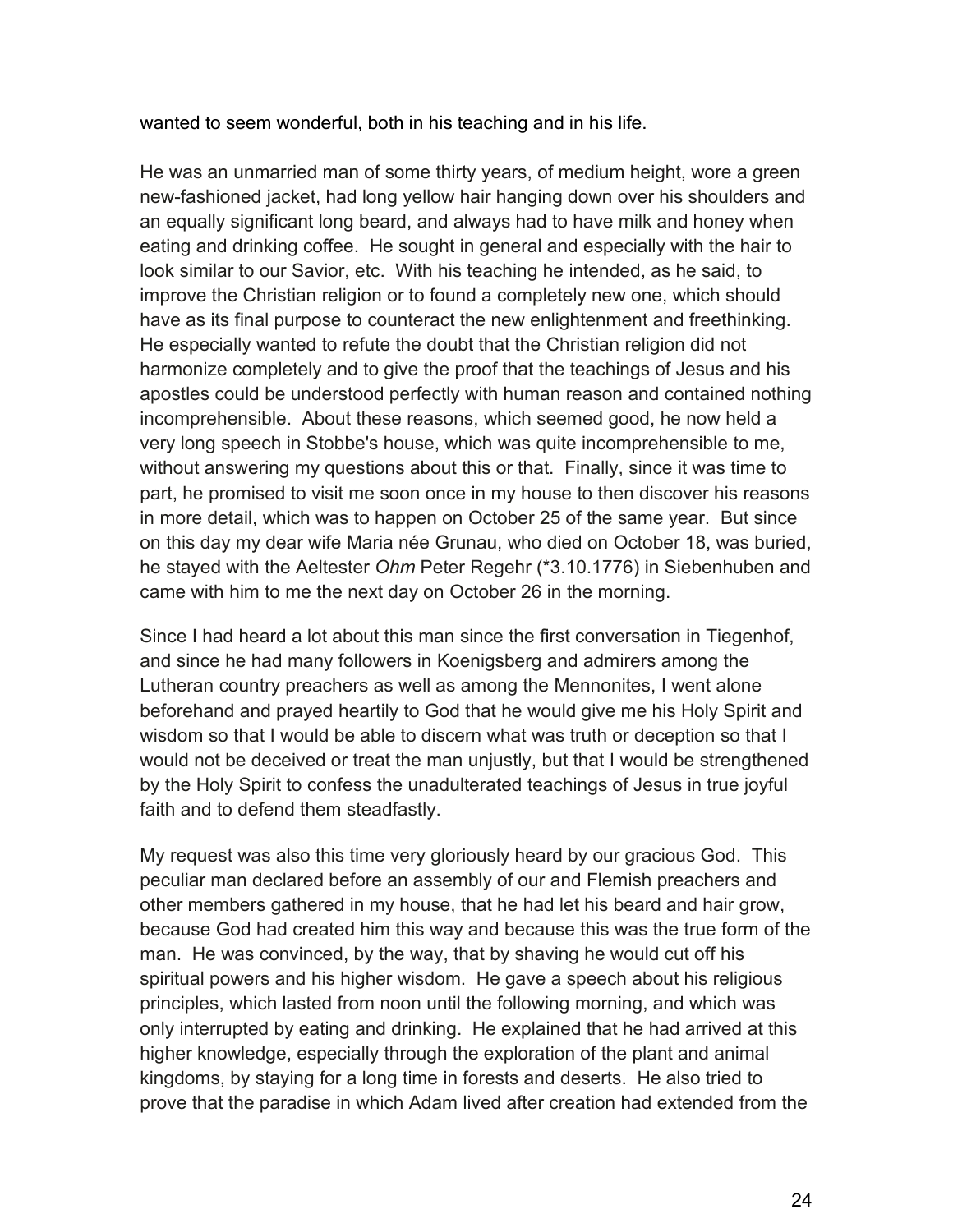wanted to seem wonderful, both in his teaching and in his life.

He was an unmarried man of some thirty years, of medium height, wore a green new-fashioned jacket, had long yellow hair hanging down over his shoulders and an equally significant long beard, and always had to have milk and honey when eating and drinking coffee. He sought in general and especially with the hair to look similar to our Savior, etc. With his teaching he intended, as he said, to improve the Christian religion or to found a completely new one, which should have as its final purpose to counteract the new enlightenment and freethinking. He especially wanted to refute the doubt that the Christian religion did not harmonize completely and to give the proof that the teachings of Jesus and his apostles could be understood perfectly with human reason and contained nothing incomprehensible. About these reasons, which seemed good, he now held a very long speech in Stobbe's house, which was quite incomprehensible to me, without answering my questions about this or that. Finally, since it was time to part, he promised to visit me soon once in my house to then discover his reasons in more detail, which was to happen on October 25 of the same year. But since on this day my dear wife Maria née Grunau, who died on October 18, was buried, he stayed with the Aeltester *Ohm* Peter Regehr (*3.10.1776) in Siebenhuben and came with him to me the next day on October 26 in the morning.

Since I had heard a lot about this man since the first conversation in Tiegenhof, and since he had many followers in Koenigsberg and admirers among the Lutheran country preachers as well as among the Mennonites, I went alone beforehand and prayed heartily to God that he would give me his Holy Spirit and wisdom so that I would be able to discern what was truth or deception so that I would not be deceived or treat the man unjustly, but that I would be strengthened by the Holy Spirit to confess the unadulterated teachings of Jesus in true joyful faith and to defend them steadfastly.

My request was also this time very gloriously heard by our gracious God. This peculiar man declared before an assembly of our and Flemish preachers and other members gathered in my house, that he had let his beard and hair grow, because God had created him this way and because this was the true form of the man. He was convinced, by the way, that by shaving he would cut off his spiritual powers and his higher wisdom. He gave a speech about his religious principles, which lasted from noon until the following morning, and which was only interrupted by eating and drinking. He explained that he had arrived at this higher knowledge, especially through the exploration of the plant and animal kingdoms, by staying for a long time in forests and deserts. He also tried to prove that the paradise in which Adam lived after creation had extended from the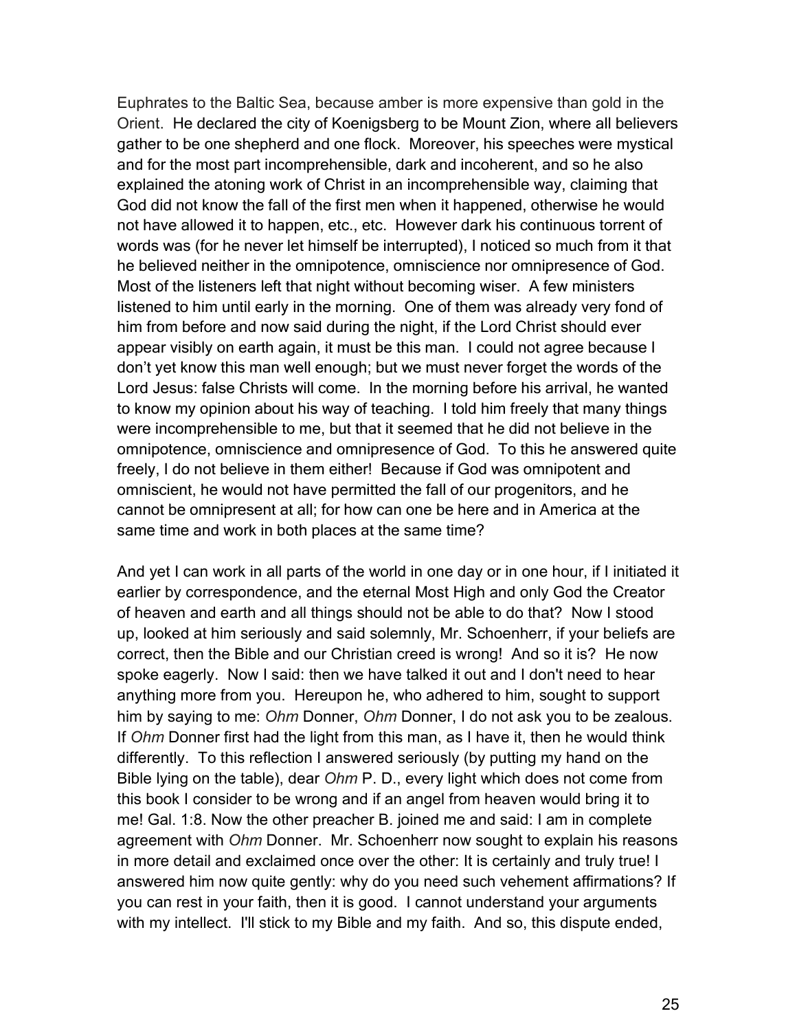Euphrates to the Baltic Sea, because amber is more expensive than gold in the Orient. He declared the city of Koenigsberg to be Mount Zion, where all believers gather to be one shepherd and one flock. Moreover, his speeches were mystical and for the most part incomprehensible, dark and incoherent, and so he also explained the atoning work of Christ in an incomprehensible way, claiming that God did not know the fall of the first men when it happened, otherwise he would not have allowed it to happen, etc., etc. However dark his continuous torrent of words was (for he never let himself be interrupted), I noticed so much from it that he believed neither in the omnipotence, omniscience nor omnipresence of God. Most of the listeners left that night without becoming wiser. A few ministers listened to him until early in the morning. One of them was already very fond of him from before and now said during the night, if the Lord Christ should ever appear visibly on earth again, it must be this man. I could not agree because I don't yet know this man well enough; but we must never forget the words of the Lord Jesus: false Christs will come. In the morning before his arrival, he wanted to know my opinion about his way of teaching. I told him freely that many things were incomprehensible to me, but that it seemed that he did not believe in the omnipotence, omniscience and omnipresence of God. To this he answered quite freely, I do not believe in them either! Because if God was omnipotent and omniscient, he would not have permitted the fall of our progenitors, and he cannot be omnipresent at all; for how can one be here and in America at the same time and work in both places at the same time?

And yet I can work in all parts of the world in one day or in one hour, if I initiated it earlier by correspondence, and the eternal Most High and only God the Creator of heaven and earth and all things should not be able to do that? Now I stood up, looked at him seriously and said solemnly, Mr. Schoenherr, if your beliefs are correct, then the Bible and our Christian creed is wrong! And so it is? He now spoke eagerly. Now I said: then we have talked it out and I don't need to hear anything more from you. Hereupon he, who adhered to him, sought to support him by saying to me: *Ohm* Donner, *Ohm* Donner, I do not ask you to be zealous. If *Ohm* Donner first had the light from this man, as I have it, then he would think differently. To this reflection I answered seriously (by putting my hand on the Bible lying on the table), dear *Ohm* P. D., every light which does not come from this book I consider to be wrong and if an angel from heaven would bring it to me! Gal. 1:8. Now the other preacher B. joined me and said: I am in complete agreement with *Ohm* Donner. Mr. Schoenherr now sought to explain his reasons in more detail and exclaimed once over the other: It is certainly and truly true! I answered him now quite gently: why do you need such vehement affirmations? If you can rest in your faith, then it is good. I cannot understand your arguments with my intellect. I'll stick to my Bible and my faith. And so, this dispute ended,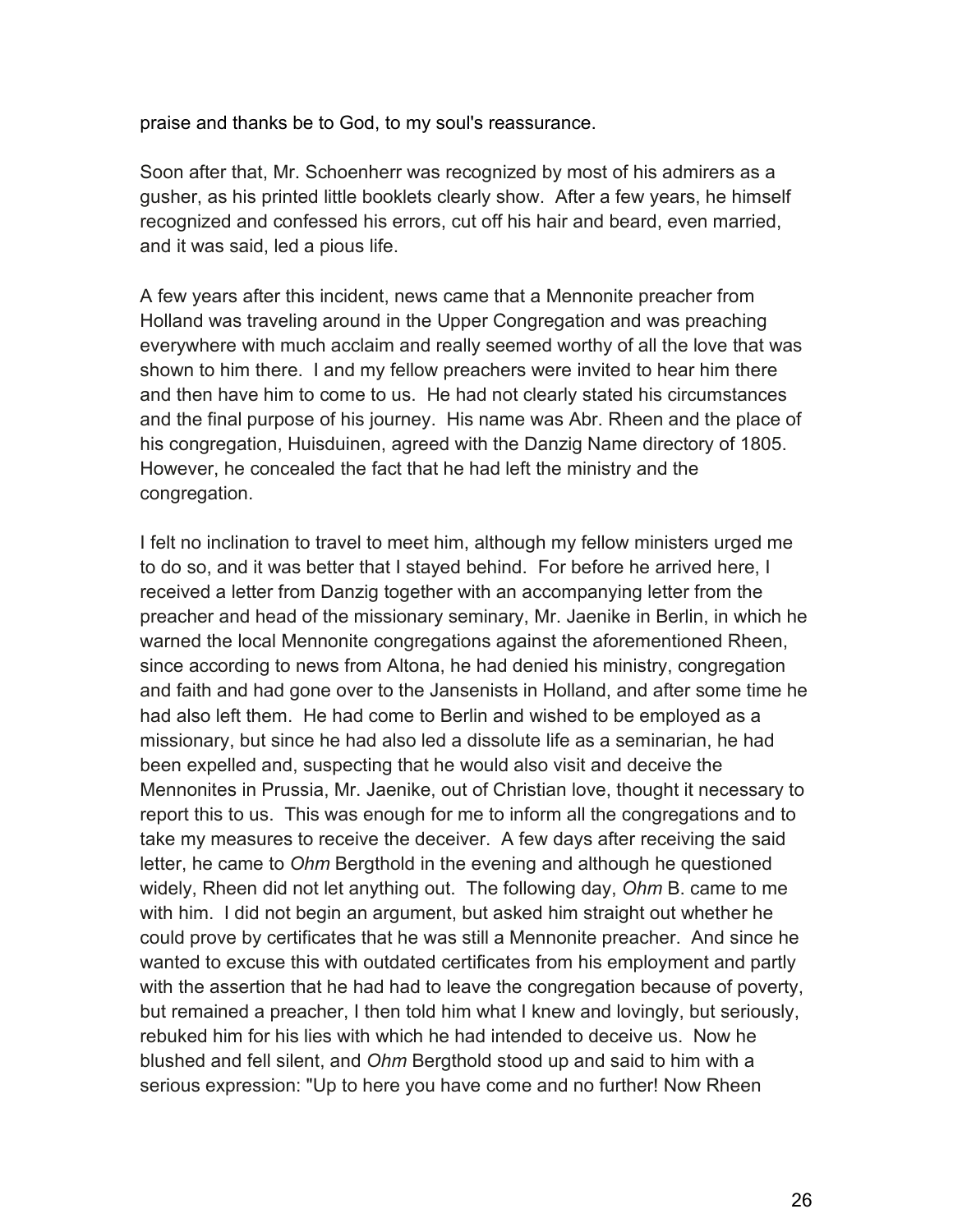praise and thanks be to God, to my soul's reassurance.

Soon after that, Mr. Schoenherr was recognized by most of his admirers as a gusher, as his printed little booklets clearly show. After a few years, he himself recognized and confessed his errors, cut off his hair and beard, even married, and it was said, led a pious life.

A few years after this incident, news came that a Mennonite preacher from Holland was traveling around in the Upper Congregation and was preaching everywhere with much acclaim and really seemed worthy of all the love that was shown to him there. I and my fellow preachers were invited to hear him there and then have him to come to us. He had not clearly stated his circumstances and the final purpose of his journey. His name was Abr. Rheen and the place of his congregation, Huisduinen, agreed with the Danzig Name directory of 1805. However, he concealed the fact that he had left the ministry and the congregation.

I felt no inclination to travel to meet him, although my fellow ministers urged me to do so, and it was better that I stayed behind. For before he arrived here, I received a letter from Danzig together with an accompanying letter from the preacher and head of the missionary seminary, Mr. Jaenike in Berlin, in which he warned the local Mennonite congregations against the aforementioned Rheen, since according to news from Altona, he had denied his ministry, congregation and faith and had gone over to the Jansenists in Holland, and after some time he had also left them. He had come to Berlin and wished to be employed as a missionary, but since he had also led a dissolute life as a seminarian, he had been expelled and, suspecting that he would also visit and deceive the Mennonites in Prussia, Mr. Jaenike, out of Christian love, thought it necessary to report this to us. This was enough for me to inform all the congregations and to take my measures to receive the deceiver. A few days after receiving the said letter, he came to *Ohm* Bergthold in the evening and although he questioned widely, Rheen did not let anything out. The following day, *Ohm* B. came to me with him. I did not begin an argument, but asked him straight out whether he could prove by certificates that he was still a Mennonite preacher. And since he wanted to excuse this with outdated certificates from his employment and partly with the assertion that he had had to leave the congregation because of poverty, but remained a preacher, I then told him what I knew and lovingly, but seriously, rebuked him for his lies with which he had intended to deceive us. Now he blushed and fell silent, and *Ohm* Bergthold stood up and said to him with a serious expression: "Up to here you have come and no further! Now Rheen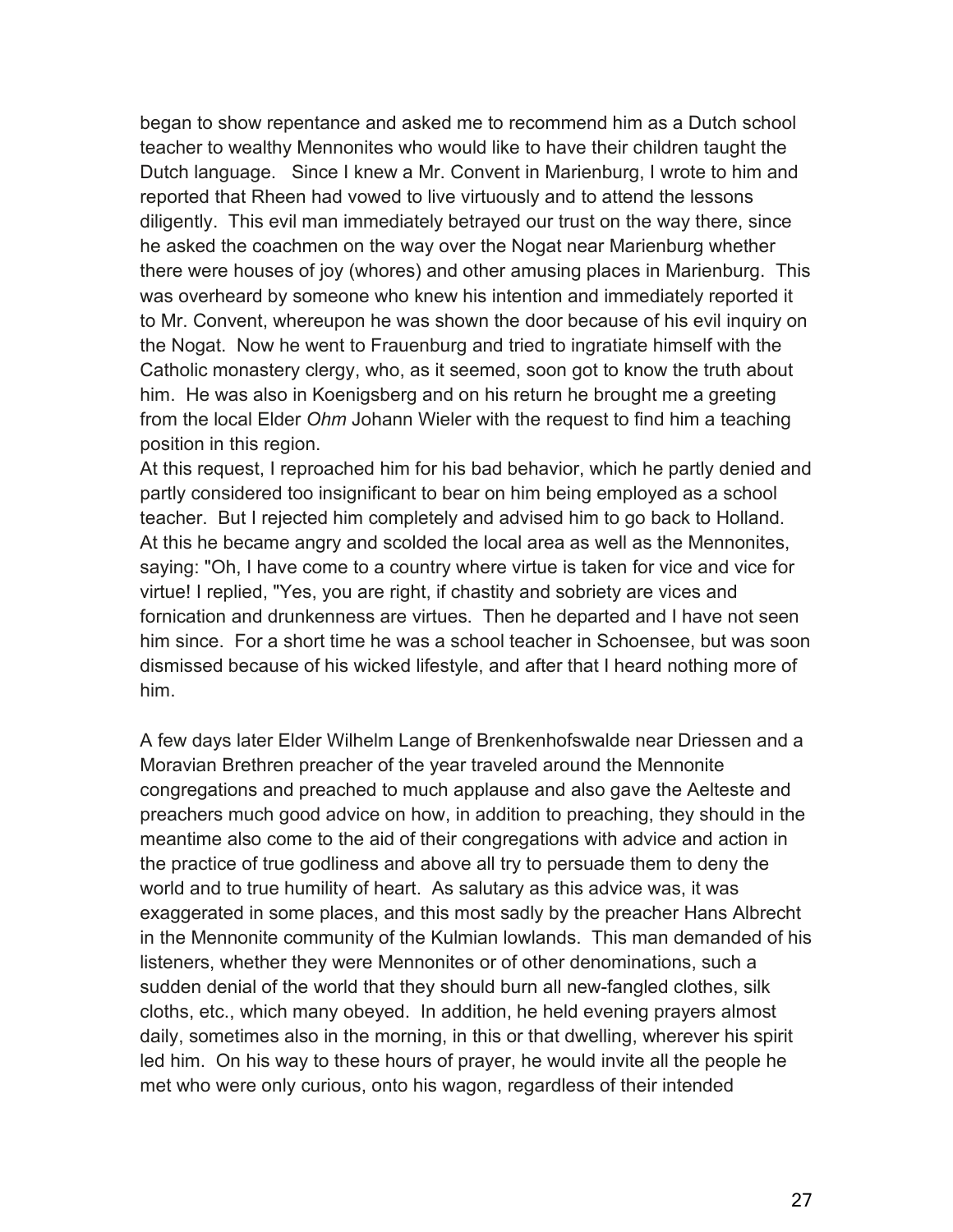began to show repentance and asked me to recommend him as a Dutch school teacher to wealthy Mennonites who would like to have their children taught the Dutch language. Since I knew a Mr. Convent in Marienburg, I wrote to him and reported that Rheen had vowed to live virtuously and to attend the lessons diligently. This evil man immediately betrayed our trust on the way there, since he asked the coachmen on the way over the Nogat near Marienburg whether there were houses of joy (whores) and other amusing places in Marienburg. This was overheard by someone who knew his intention and immediately reported it to Mr. Convent, whereupon he was shown the door because of his evil inquiry on the Nogat. Now he went to Frauenburg and tried to ingratiate himself with the Catholic monastery clergy, who, as it seemed, soon got to know the truth about him. He was also in Koenigsberg and on his return he brought me a greeting from the local Elder *Ohm* Johann Wieler with the request to find him a teaching position in this region.
At this request, I reproached him for his bad behavior, which he partly denied and partly considered too insignificant to bear on him being employed as a school teacher. But I rejected him completely and advised him to go back to Holland. At this he became angry and scolded the local area as well as the Mennonites, saying: "Oh, I have come to a country where virtue is taken for vice and vice for virtue! I replied, "Yes, you are right, if chastity and sobriety are vices and fornication and drunkenness are virtues. Then he departed and I have not seen him since. For a short time he was a school teacher in Schoensee, but was soon dismissed because of his wicked lifestyle, and after that I heard nothing more of him.

A few days later Elder Wilhelm Lange of Brenkenhofswalde near Driessen and a Moravian Brethren preacher of the year traveled around the Mennonite congregations and preached to much applause and also gave the Aelteste and preachers much good advice on how, in addition to preaching, they should in the meantime also come to the aid of their congregations with advice and action in the practice of true godliness and above all try to persuade them to deny the world and to true humility of heart. As salutary as this advice was, it was exaggerated in some places, and this most sadly by the preacher Hans Albrecht in the Mennonite community of the Kulmian lowlands. This man demanded of his listeners, whether they were Mennonites or of other denominations, such a sudden denial of the world that they should burn all new-fangled clothes, silk cloths, etc., which many obeyed. In addition, he held evening prayers almost daily, sometimes also in the morning, in this or that dwelling, wherever his spirit led him. On his way to these hours of prayer, he would invite all the people he met who were only curious, onto his wagon, regardless of their intended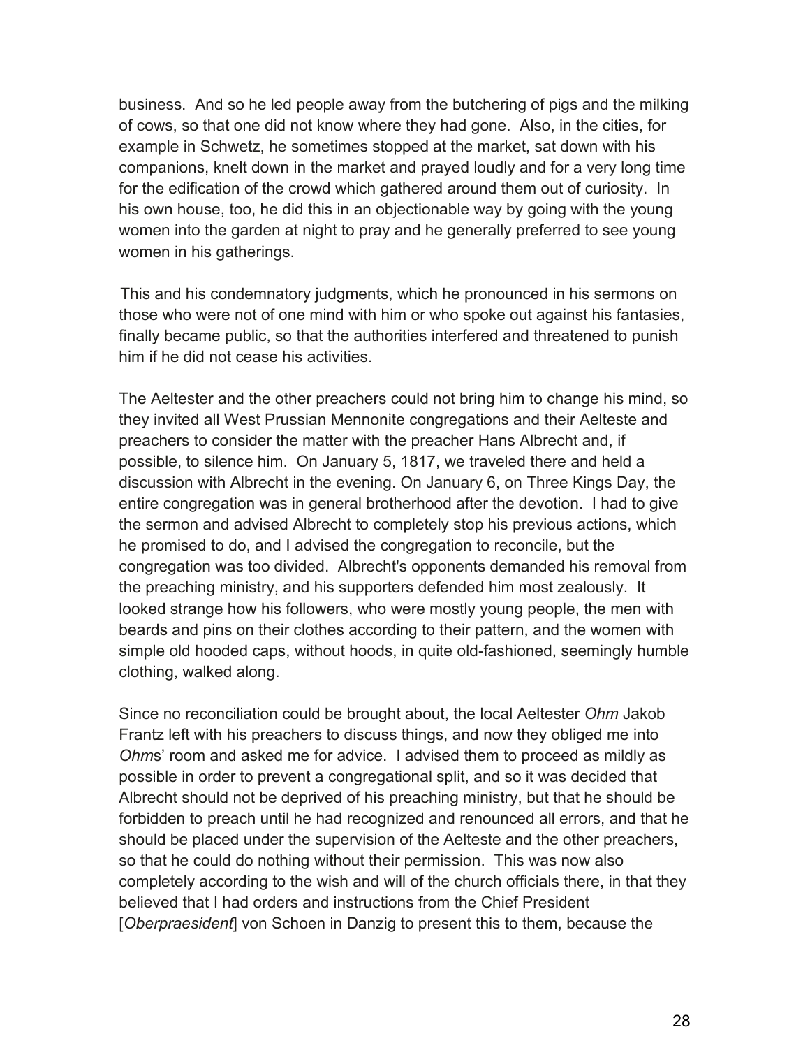business. And so he led people away from the butchering of pigs and the milking of cows, so that one did not know where they had gone. Also, in the cities, for example in Schwetz, he sometimes stopped at the market, sat down with his companions, knelt down in the market and prayed loudly and for a very long time for the edification of the crowd which gathered around them out of curiosity. In his own house, too, he did this in an objectionable way by going with the young women into the garden at night to pray and he generally preferred to see young women in his gatherings.

This and his condemnatory judgments, which he pronounced in his sermons on those who were not of one mind with him or who spoke out against his fantasies, finally became public, so that the authorities interfered and threatened to punish him if he did not cease his activities.

The Aeltester and the other preachers could not bring him to change his mind, so they invited all West Prussian Mennonite congregations and their Aelteste and preachers to consider the matter with the preacher Hans Albrecht and, if possible, to silence him. On January 5, 1817, we traveled there and held a discussion with Albrecht in the evening. On January 6, on Three Kings Day, the entire congregation was in general brotherhood after the devotion. I had to give the sermon and advised Albrecht to completely stop his previous actions, which he promised to do, and I advised the congregation to reconcile, but the congregation was too divided. Albrecht's opponents demanded his removal from the preaching ministry, and his supporters defended him most zealously. It looked strange how his followers, who were mostly young people, the men with beards and pins on their clothes according to their pattern, and the women with simple old hooded caps, without hoods, in quite old-fashioned, seemingly humble clothing, walked along.

Since no reconciliation could be brought about, the local Aeltester *Ohm* Jakob Frantz left with his preachers to discuss things, and now they obliged me into *Ohm*s' room and asked me for advice. I advised them to proceed as mildly as possible in order to prevent a congregational split, and so it was decided that Albrecht should not be deprived of his preaching ministry, but that he should be forbidden to preach until he had recognized and renounced all errors, and that he should be placed under the supervision of the Aelteste and the other preachers, so that he could do nothing without their permission. This was now also completely according to the wish and will of the church officials there, in that they believed that I had orders and instructions from the Chief President [*Oberpraesident*] von Schoen in Danzig to present this to them, because the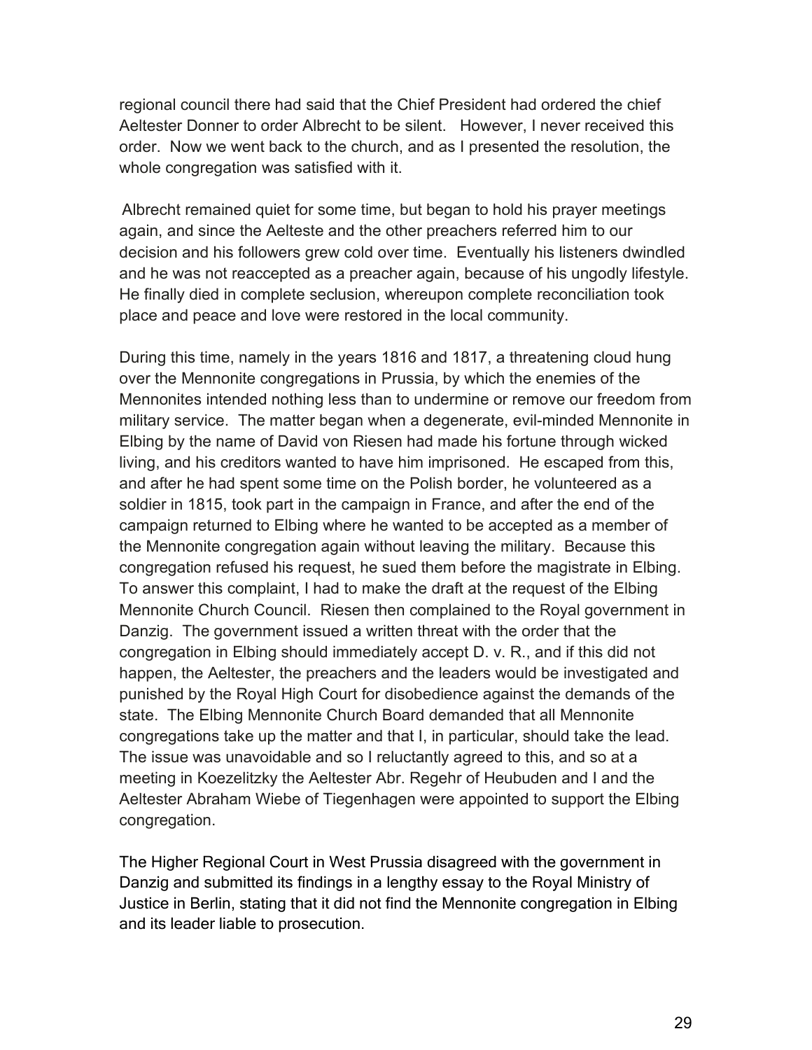regional council there had said that the Chief President had ordered the chief Aeltester Donner to order Albrecht to be silent. However, I never received this order. Now we went back to the church, and as I presented the resolution, the whole congregation was satisfied with it.

Albrecht remained quiet for some time, but began to hold his prayer meetings again, and since the Aelteste and the other preachers referred him to our decision and his followers grew cold over time. Eventually his listeners dwindled and he was not reaccepted as a preacher again, because of his ungodly lifestyle. He finally died in complete seclusion, whereupon complete reconciliation took place and peace and love were restored in the local community.

During this time, namely in the years 1816 and 1817, a threatening cloud hung over the Mennonite congregations in Prussia, by which the enemies of the Mennonites intended nothing less than to undermine or remove our freedom from military service. The matter began when a degenerate, evil-minded Mennonite in Elbing by the name of David von Riesen had made his fortune through wicked living, and his creditors wanted to have him imprisoned. He escaped from this, and after he had spent some time on the Polish border, he volunteered as a soldier in 1815, took part in the campaign in France, and after the end of the campaign returned to Elbing where he wanted to be accepted as a member of the Mennonite congregation again without leaving the military. Because this congregation refused his request, he sued them before the magistrate in Elbing. To answer this complaint, I had to make the draft at the request of the Elbing Mennonite Church Council. Riesen then complained to the Royal government in Danzig. The government issued a written threat with the order that the congregation in Elbing should immediately accept D. v. R., and if this did not happen, the Aeltester, the preachers and the leaders would be investigated and punished by the Royal High Court for disobedience against the demands of the state. The Elbing Mennonite Church Board demanded that all Mennonite congregations take up the matter and that I, in particular, should take the lead. The issue was unavoidable and so I reluctantly agreed to this, and so at a meeting in Koezelitzky the Aeltester Abr. Regehr of Heubuden and I and the Aeltester Abraham Wiebe of Tiegenhagen were appointed to support the Elbing congregation.

The Higher Regional Court in West Prussia disagreed with the government in Danzig and submitted its findings in a lengthy essay to the Royal Ministry of Justice in Berlin, stating that it did not find the Mennonite congregation in Elbing and its leader liable to prosecution.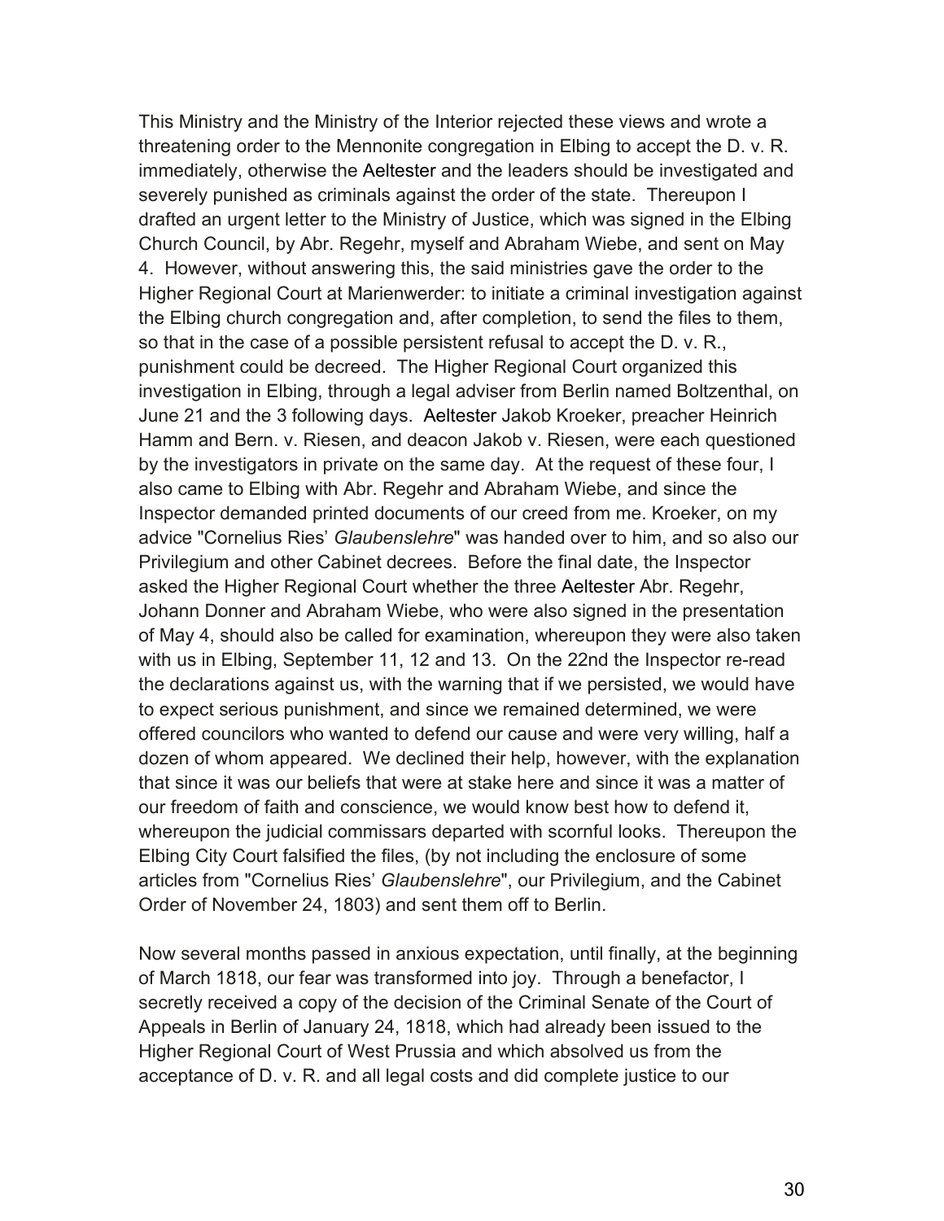This Ministry and the Ministry of the Interior rejected these views and wrote a threatening order to the Mennonite congregation in Elbing to accept the D. v. R. immediately, otherwise the Aeltester and the leaders should be investigated and severely punished as criminals against the order of the state. Thereupon I drafted an urgent letter to the Ministry of Justice, which was signed in the Elbing Church Council, by Abr. Regehr, myself and Abraham Wiebe, and sent on May 4. However, without answering this, the said ministries gave the order to the Higher Regional Court at Marienwerder: to initiate a criminal investigation against the Elbing church congregation and, after completion, to send the files to them, so that in the case of a possible persistent refusal to accept the D. v. R., punishment could be decreed. The Higher Regional Court organized this investigation in Elbing, through a legal adviser from Berlin named Boltzenthal, on June 21 and the 3 following days. Aeltester Jakob Kroeker, preacher Heinrich Hamm and Bern. v. Riesen, and deacon Jakob v. Riesen, were each questioned by the investigators in private on the same day. At the request of these four, I also came to Elbing with Abr. Regehr and Abraham Wiebe, and since the Inspector demanded printed documents of our creed from me. Kroeker, on my advice "Cornelius Ries' *Glaubenslehre*" was handed over to him, and so also our Privilegium and other Cabinet decrees. Before the final date, the Inspector asked the Higher Regional Court whether the three Aeltester Abr. Regehr, Johann Donner and Abraham Wiebe, who were also signed in the presentation of May 4, should also be called for examination, whereupon they were also taken with us in Elbing, September 11, 12 and 13. On the 22nd the Inspector re-read the declarations against us, with the warning that if we persisted, we would have to expect serious punishment, and since we remained determined, we were offered councilors who wanted to defend our cause and were very willing, half a dozen of whom appeared. We declined their help, however, with the explanation that since it was our beliefs that were at stake here and since it was a matter of our freedom of faith and conscience, we would know best how to defend it, whereupon the judicial commissars departed with scornful looks. Thereupon the Elbing City Court falsified the files, (by not including the enclosure of some articles from "Cornelius Ries' *Glaubenslehre*", our Privilegium, and the Cabinet Order of November 24, 1803) and sent them off to Berlin.

Now several months passed in anxious expectation, until finally, at the beginning of March 1818, our fear was transformed into joy. Through a benefactor, I secretly received a copy of the decision of the Criminal Senate of the Court of Appeals in Berlin of January 24, 1818, which had already been issued to the Higher Regional Court of West Prussia and which absolved us from the acceptance of D. v. R. and all legal costs and did complete justice to our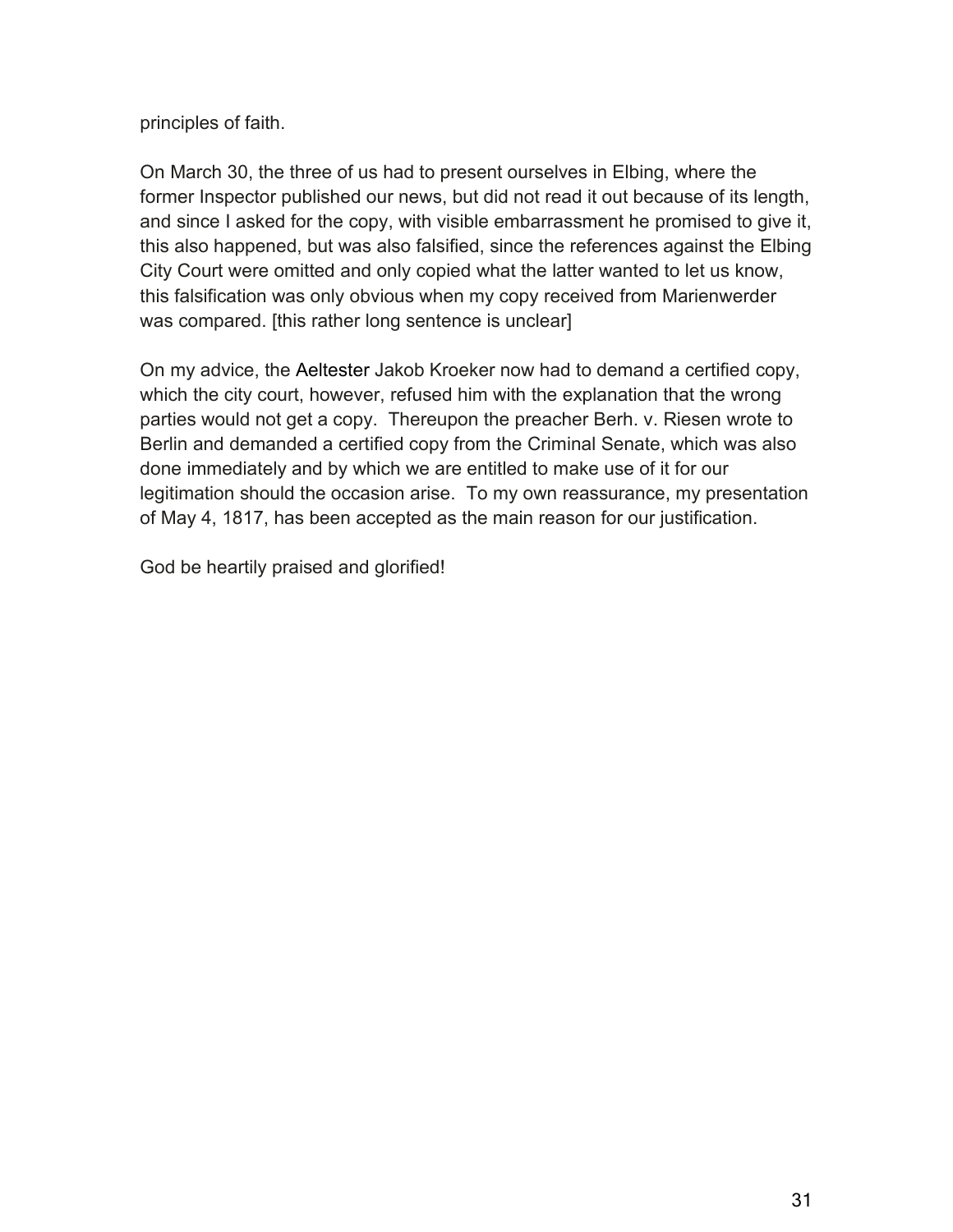principles of faith.

On March 30, the three of us had to present ourselves in Elbing, where the former Inspector published our news, but did not read it out because of its length, and since I asked for the copy, with visible embarrassment he promised to give it, this also happened, but was also falsified, since the references against the Elbing City Court were omitted and only copied what the latter wanted to let us know, this falsification was only obvious when my copy received from Marienwerder was compared. [this rather long sentence is unclear]

On my advice, the Aeltester Jakob Kroeker now had to demand a certified copy, which the city court, however, refused him with the explanation that the wrong parties would not get a copy. Thereupon the preacher Berh. v. Riesen wrote to Berlin and demanded a certified copy from the Criminal Senate, which was also done immediately and by which we are entitled to make use of it for our legitimation should the occasion arise. To my own reassurance, my presentation of May 4, 1817, has been accepted as the main reason for our justification.

God be heartily praised and glorified!